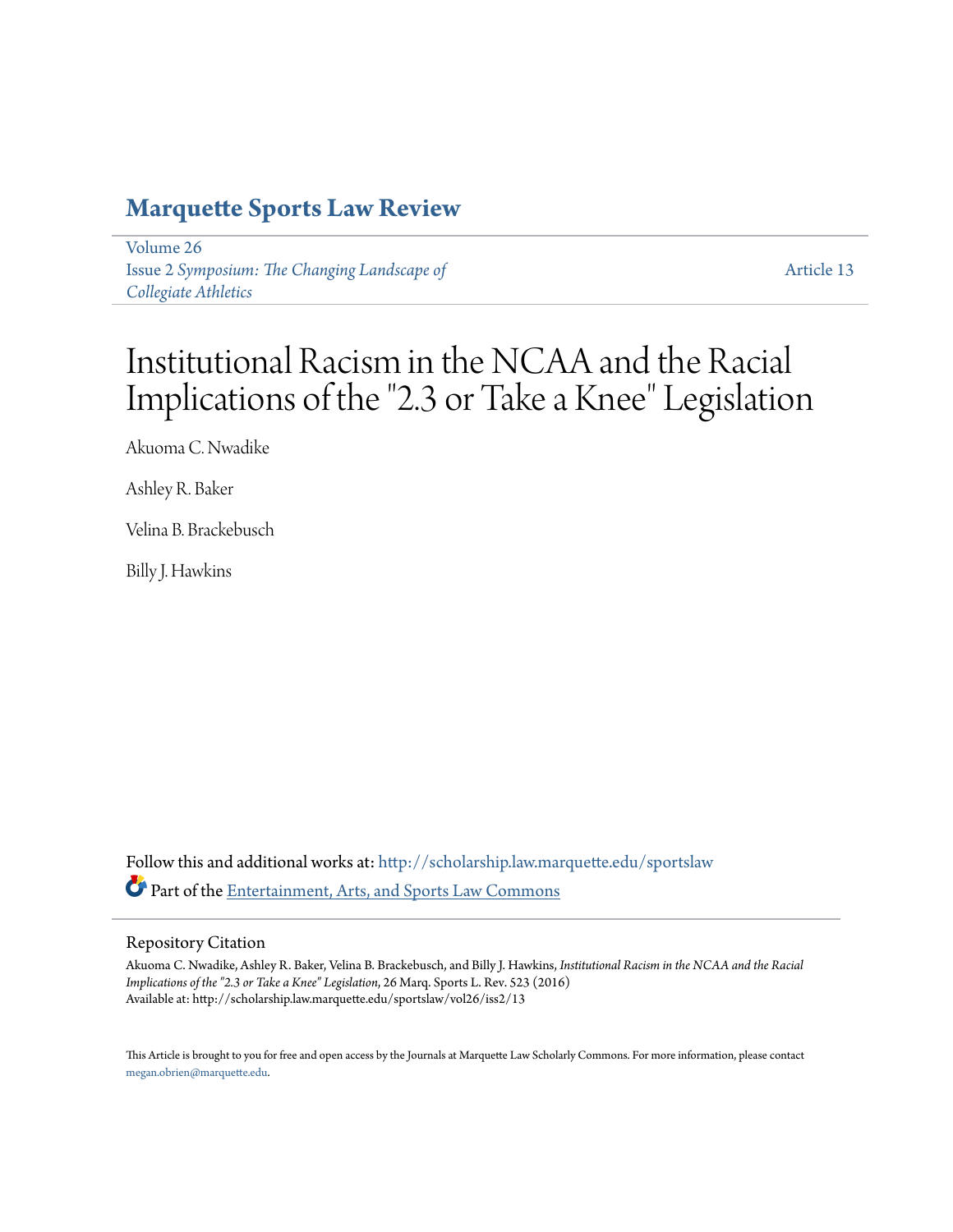# Marquette Sports Law Review

Volume 26
Issue 2 *Symposium: The Changing Landscape of Collegiate Athletics*

Article 13

# Institutional Racism in the NCAA and the Racial Implications of the "2.3 or Take a Knee" Legislation

Akuoma C. Nwadike

Ashley R. Baker

Velina B. Brackebusch

Billy J. Hawkins

Follow this and additional works at: http://scholarship.law.marquette.edu/sportslaw

Part of the Entertainment, Arts, and Sports Law Commons

## Repository Citation

Akuoma C. Nwadike, Ashley R. Baker, Velina B. Brackebusch, and Billy J. Hawkins, *Institutional Racism in the NCAA and the Racial Implications of the "2.3 or Take a Knee" Legislation*, 26 Marq. Sports L. Rev. 523 (2016)
Available at: http://scholarship.law.marquette.edu/sportslaw/vol26/iss2/13

This Article is brought to you for free and open access by the Journals at Marquette Law Scholarly Commons. For more information, please contact megan.obrien@marquette.edu.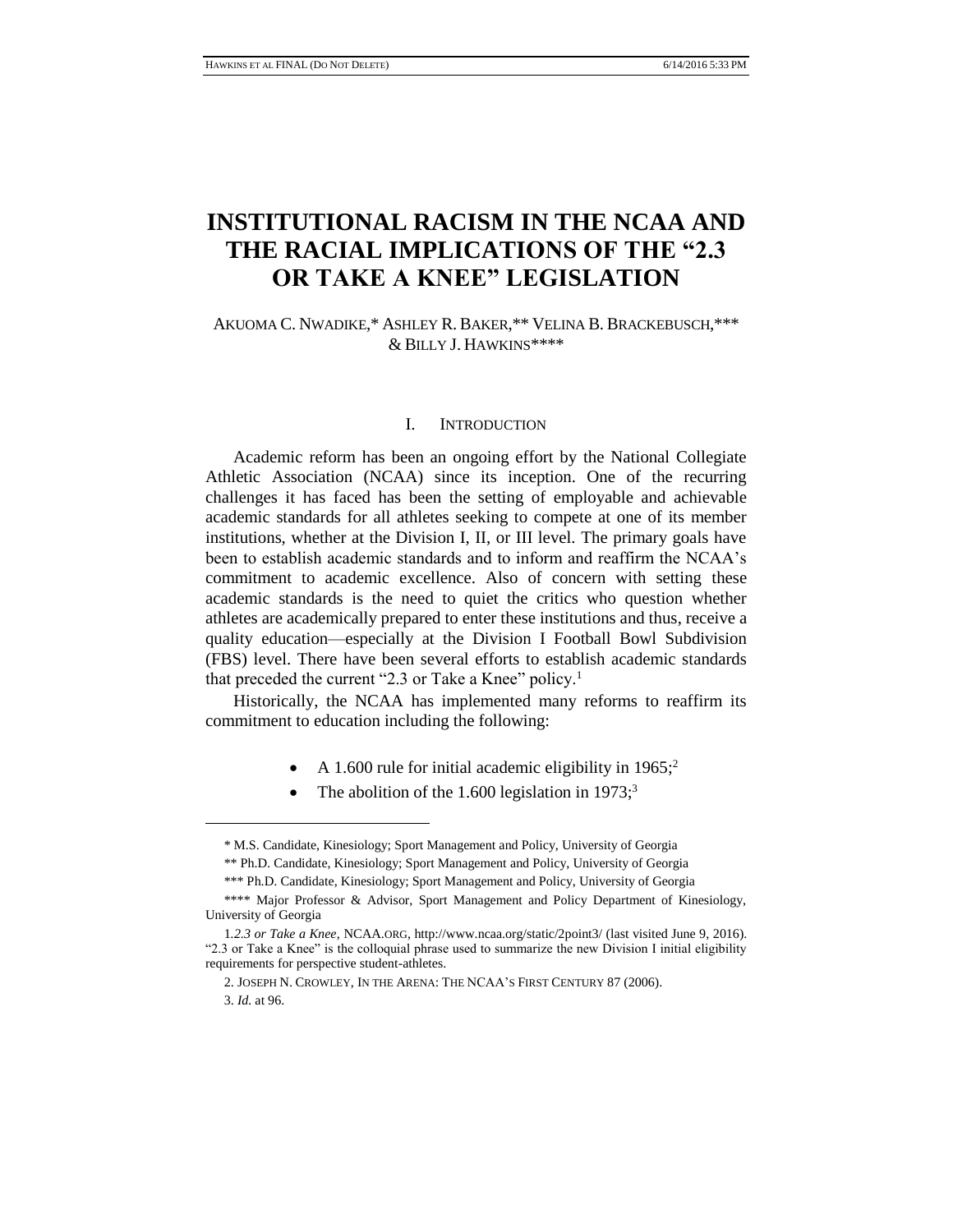# INSTITUTIONAL RACISM IN THE NCAA AND THE RACIAL IMPLICATIONS OF THE "2.3 OR TAKE A KNEE" LEGISLATION

AKUOMA C. NWADIKE,* ASHLEY R. BAKER,** VELINA B. BRACKEBUSCH,*** & BILLY J. HAWKINS****

## I. INTRODUCTION

Academic reform has been an ongoing effort by the National Collegiate Athletic Association (NCAA) since its inception. One of the recurring challenges it has faced has been the setting of employable and achievable academic standards for all athletes seeking to compete at one of its member institutions, whether at the Division I, II, or III level. The primary goals have been to establish academic standards and to inform and reaffirm the NCAA's commitment to academic excellence. Also of concern with setting these academic standards is the need to quiet the critics who question whether athletes are academically prepared to enter these institutions and thus, receive a quality education—especially at the Division I Football Bowl Subdivision (FBS) level. There have been several efforts to establish academic standards that preceded the current "2.3 or Take a Knee" policy.[1]

Historically, the NCAA has implemented many reforms to reaffirm its commitment to education including the following:

- A 1.600 rule for initial academic eligibility in 1965;[2]
- The abolition of the 1.600 legislation in 1973;[3]

---

\* M.S. Candidate, Kinesiology; Sport Management and Policy, University of Georgia

\*\* Ph.D. Candidate, Kinesiology; Sport Management and Policy, University of Georgia

\*\*\* Ph.D. Candidate, Kinesiology; Sport Management and Policy, University of Georgia

\*\*\*\* Major Professor & Advisor, Sport Management and Policy Department of Kinesiology, University of Georgia

1. *2.3 or Take a Knee*, NCAA.ORG, http://www.ncaa.org/static/2point3/ (last visited June 9, 2016). "2.3 or Take a Knee" is the colloquial phrase used to summarize the new Division I initial eligibility requirements for perspective student-athletes.

2. JOSEPH N. CROWLEY, IN THE ARENA: THE NCAA'S FIRST CENTURY 87 (2006).

3. *Id.* at 96.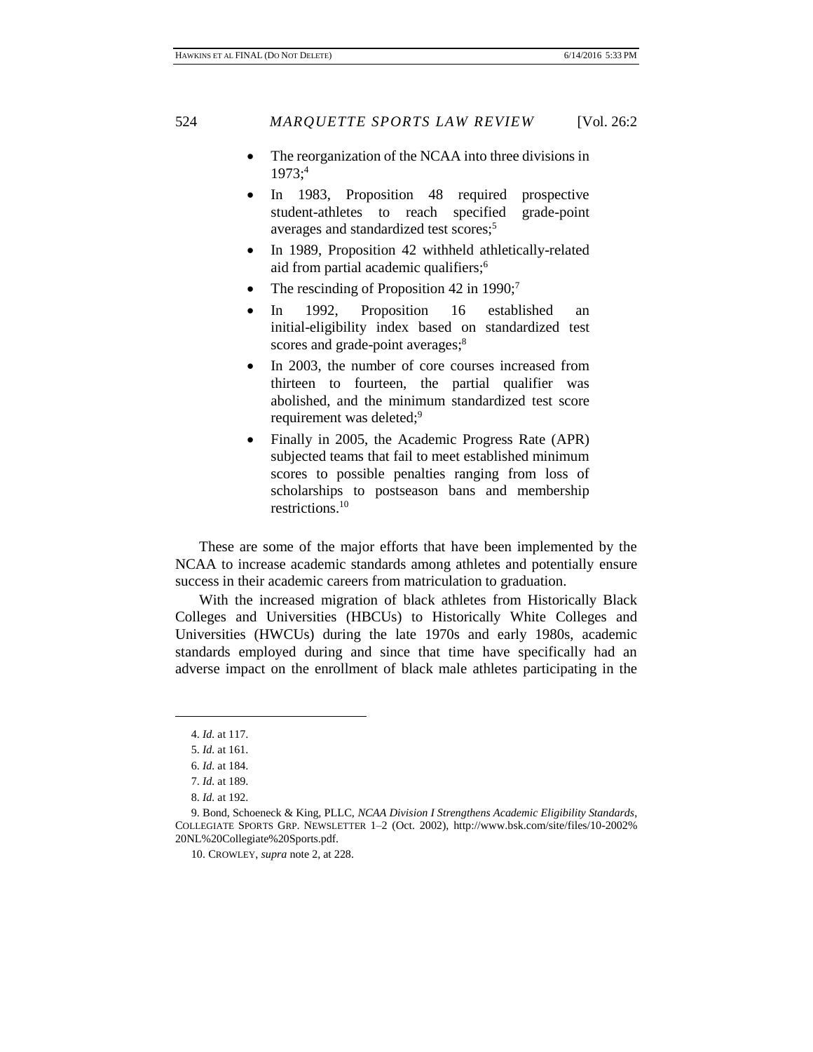- The reorganization of the NCAA into three divisions in 1973;[4]
- In 1983, Proposition 48 required prospective student-athletes to reach specified grade-point averages and standardized test scores;[5]
- In 1989, Proposition 42 withheld athletically-related aid from partial academic qualifiers;[6]
- The rescinding of Proposition 42 in 1990;[7]
- In 1992, Proposition 16 established an initial-eligibility index based on standardized test scores and grade-point averages;[8]
- In 2003, the number of core courses increased from thirteen to fourteen, the partial qualifier was abolished, and the minimum standardized test score requirement was deleted;[9]
- Finally in 2005, the Academic Progress Rate (APR) subjected teams that fail to meet established minimum scores to possible penalties ranging from loss of scholarships to postseason bans and membership restrictions.[10]

These are some of the major efforts that have been implemented by the NCAA to increase academic standards among athletes and potentially ensure success in their academic careers from matriculation to graduation.

With the increased migration of black athletes from Historically Black Colleges and Universities (HBCUs) to Historically White Colleges and Universities (HWCUs) during the late 1970s and early 1980s, academic standards employed during and since that time have specifically had an adverse impact on the enrollment of black male athletes participating in the

---

4. *Id.* at 117.

5. *Id.* at 161.

6. *Id.* at 184.

7. *Id.* at 189.

8. *Id.* at 192.

9. Bond, Schoeneck & King, PLLC, *NCAA Division I Strengthens Academic Eligibility Standards*, COLLEGIATE SPORTS GRP. NEWSLETTER 1–2 (Oct. 2002), http://www.bsk.com/site/files/10-2002%20NL%20Collegiate%20Sports.pdf.

10. CROWLEY, *supra* note 2, at 228.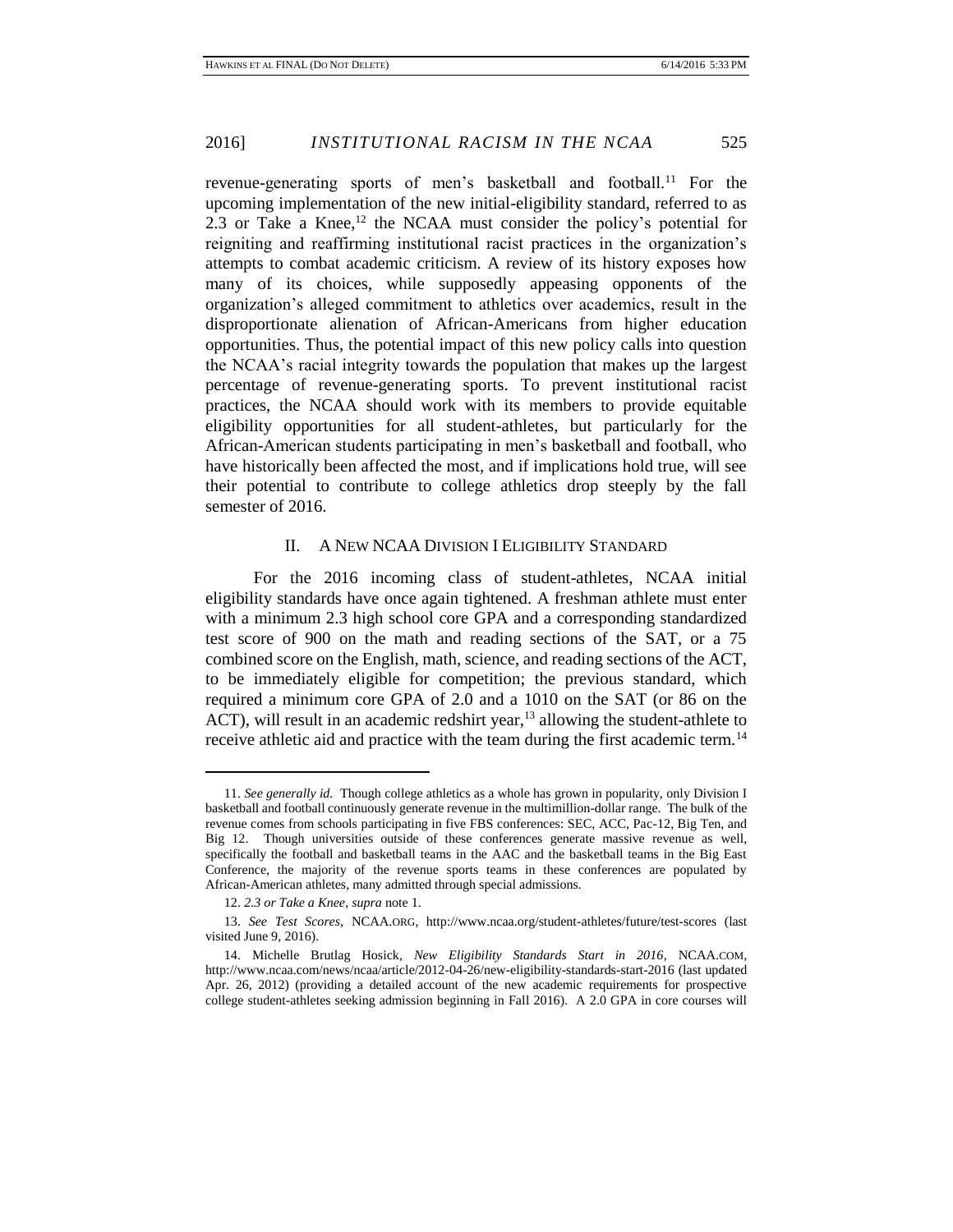revenue-generating sports of men's basketball and football.[11] For the upcoming implementation of the new initial-eligibility standard, referred to as 2.3 or Take a Knee,[12] the NCAA must consider the policy's potential for reigniting and reaffirming institutional racist practices in the organization's attempts to combat academic criticism. A review of its history exposes how many of its choices, while supposedly appeasing opponents of the organization's alleged commitment to athletics over academics, result in the disproportionate alienation of African-Americans from higher education opportunities. Thus, the potential impact of this new policy calls into question the NCAA's racial integrity towards the population that makes up the largest percentage of revenue-generating sports. To prevent institutional racist practices, the NCAA should work with its members to provide equitable eligibility opportunities for all student-athletes, but particularly for the African-American students participating in men's basketball and football, who have historically been affected the most, and if implications hold true, will see their potential to contribute to college athletics drop steeply by the fall semester of 2016.

## II. A New NCAA Division I Eligibility Standard

For the 2016 incoming class of student-athletes, NCAA initial eligibility standards have once again tightened. A freshman athlete must enter with a minimum 2.3 high school core GPA and a corresponding standardized test score of 900 on the math and reading sections of the SAT, or a 75 combined score on the English, math, science, and reading sections of the ACT, to be immediately eligible for competition; the previous standard, which required a minimum core GPA of 2.0 and a 1010 on the SAT (or 86 on the ACT), will result in an academic redshirt year,[13] allowing the student-athlete to receive athletic aid and practice with the team during the first academic term.[14]

---

11. *See generally id.* Though college athletics as a whole has grown in popularity, only Division I basketball and football continuously generate revenue in the multimillion-dollar range. The bulk of the revenue comes from schools participating in five FBS conferences: SEC, ACC, Pac-12, Big Ten, and Big 12. Though universities outside of these conferences generate massive revenue as well, specifically the football and basketball teams in the AAC and the basketball teams in the Big East Conference, the majority of the revenue sports teams in these conferences are populated by African-American athletes, many admitted through special admissions.

12. *2.3 or Take a Knee*, *supra* note 1.

13. *See Test Scores*, NCAA.ORG, http://www.ncaa.org/student-athletes/future/test-scores (last visited June 9, 2016).

14. Michelle Brutlag Hosick, *New Eligibility Standards Start in 2016*, NCAA.COM, http://www.ncaa.com/news/ncaa/article/2012-04-26/new-eligibility-standards-start-2016 (last updated Apr. 26, 2012) (providing a detailed account of the new academic requirements for prospective college student-athletes seeking admission beginning in Fall 2016). A 2.0 GPA in core courses will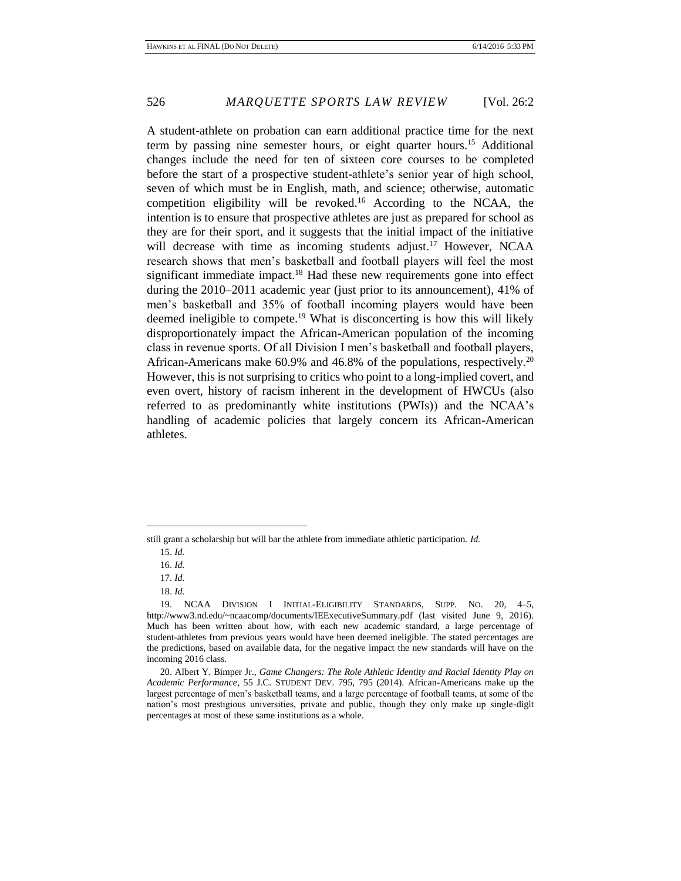A student-athlete on probation can earn additional practice time for the next term by passing nine semester hours, or eight quarter hours.[15] Additional changes include the need for ten of sixteen core courses to be completed before the start of a prospective student-athlete's senior year of high school, seven of which must be in English, math, and science; otherwise, automatic competition eligibility will be revoked.[16] According to the NCAA, the intention is to ensure that prospective athletes are just as prepared for school as they are for their sport, and it suggests that the initial impact of the initiative will decrease with time as incoming students adjust.[17] However, NCAA research shows that men's basketball and football players will feel the most significant immediate impact.[18] Had these new requirements gone into effect during the 2010–2011 academic year (just prior to its announcement), 41% of men's basketball and 35% of football incoming players would have been deemed ineligible to compete.[19] What is disconcerting is how this will likely disproportionately impact the African-American population of the incoming class in revenue sports. Of all Division I men's basketball and football players, African-Americans make 60.9% and 46.8% of the populations, respectively.[20] However, this is not surprising to critics who point to a long-implied covert, and even overt, history of racism inherent in the development of HWCUs (also referred to as predominantly white institutions (PWIs)) and the NCAA's handling of academic policies that largely concern its African-American athletes.

---

still grant a scholarship but will bar the athlete from immediate athletic participation. *Id.*

15. *Id.*

16. *Id.*

17. *Id.*

18. *Id.*

19. NCAA DIVISION I INITIAL-ELIGIBILITY STANDARDS, SUPP. NO. 20, 4–5, http://www3.nd.edu/~ncaacomp/documents/IEExecutiveSummary.pdf (last visited June 9, 2016). Much has been written about how, with each new academic standard, a large percentage of student-athletes from previous years would have been deemed ineligible. The stated percentages are the predictions, based on available data, for the negative impact the new standards will have on the incoming 2016 class.

20. Albert Y. Bimper Jr., *Game Changers: The Role Athletic Identity and Racial Identity Play on Academic Performance*, 55 J.C. STUDENT DEV. 795, 795 (2014). African-Americans make up the largest percentage of men's basketball teams, and a large percentage of football teams, at some of the nation's most prestigious universities, private and public, though they only make up single-digit percentages at most of these same institutions as a whole.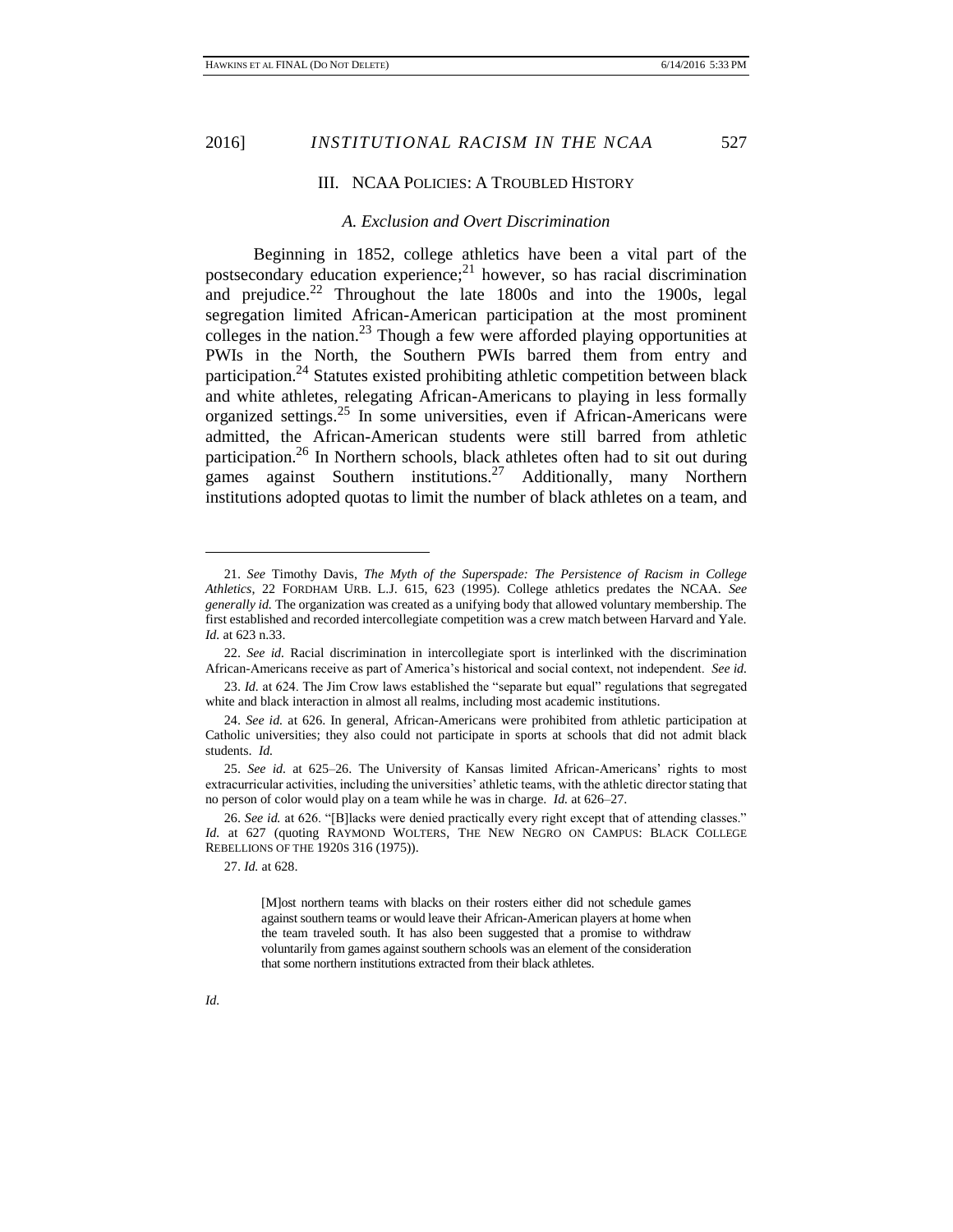## III. NCAA POLICIES: A TROUBLED HISTORY

### *A. Exclusion and Overt Discrimination*

Beginning in 1852, college athletics have been a vital part of the postsecondary education experience;[21] however, so has racial discrimination and prejudice.[22] Throughout the late 1800s and into the 1900s, legal segregation limited African-American participation at the most prominent colleges in the nation.[23] Though a few were afforded playing opportunities at PWIs in the North, the Southern PWIs barred them from entry and participation.[24] Statutes existed prohibiting athletic competition between black and white athletes, relegating African-Americans to playing in less formally organized settings.[25] In some universities, even if African-Americans were admitted, the African-American students were still barred from athletic participation.[26] In Northern schools, black athletes often had to sit out during games against Southern institutions.[27] Additionally, many Northern institutions adopted quotas to limit the number of black athletes on a team, and

---

21. *See* Timothy Davis, *The Myth of the Superspade: The Persistence of Racism in College Athletics*, 22 FORDHAM URB. L.J. 615, 623 (1995). College athletics predates the NCAA. *See generally id.* The organization was created as a unifying body that allowed voluntary membership. The first established and recorded intercollegiate competition was a crew match between Harvard and Yale. *Id.* at 623 n.33.

22. *See id.* Racial discrimination in intercollegiate sport is interlinked with the discrimination African-Americans receive as part of America's historical and social context, not independent. *See id.*

23. *Id.* at 624. The Jim Crow laws established the "separate but equal" regulations that segregated white and black interaction in almost all realms, including most academic institutions.

24. *See id.* at 626. In general, African-Americans were prohibited from athletic participation at Catholic universities; they also could not participate in sports at schools that did not admit black students. *Id.*

25. *See id.* at 625–26. The University of Kansas limited African-Americans' rights to most extracurricular activities, including the universities' athletic teams, with the athletic director stating that no person of color would play on a team while he was in charge. *Id.* at 626–27.

26. *See id.* at 626. "[B]lacks were denied practically every right except that of attending classes." *Id.* at 627 (quoting RAYMOND WOLTERS, THE NEW NEGRO ON CAMPUS: BLACK COLLEGE REBELLIONS OF THE 1920S 316 (1975)).

27. *Id.* at 628.

> [M]ost northern teams with blacks on their rosters either did not schedule games against southern teams or would leave their African-American players at home when the team traveled south. It has also been suggested that a promise to withdraw voluntarily from games against southern schools was an element of the consideration that some northern institutions extracted from their black athletes.

*Id.*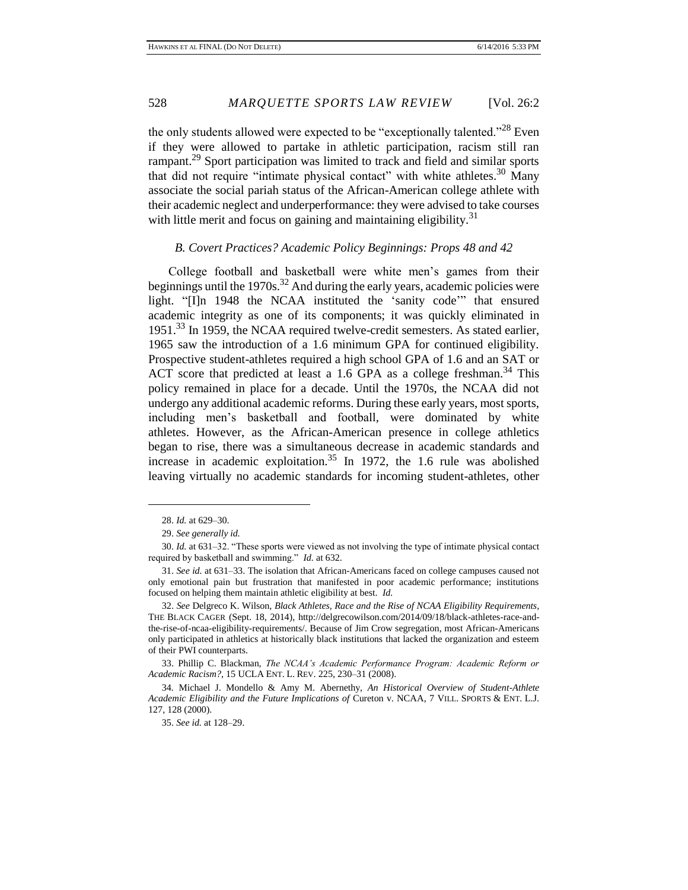the only students allowed were expected to be "exceptionally talented."[28] Even if they were allowed to partake in athletic participation, racism still ran rampant.[29] Sport participation was limited to track and field and similar sports that did not require "intimate physical contact" with white athletes.[30] Many associate the social pariah status of the African-American college athlete with their academic neglect and underperformance: they were advised to take courses with little merit and focus on gaining and maintaining eligibility.[31]

### *B. Covert Practices? Academic Policy Beginnings: Props 48 and 42*

College football and basketball were white men's games from their beginnings until the 1970s.[32] And during the early years, academic policies were light. "[I]n 1948 the NCAA instituted the 'sanity code'" that ensured academic integrity as one of its components; it was quickly eliminated in 1951.[33] In 1959, the NCAA required twelve-credit semesters. As stated earlier, 1965 saw the introduction of a 1.6 minimum GPA for continued eligibility. Prospective student-athletes required a high school GPA of 1.6 and an SAT or ACT score that predicted at least a 1.6 GPA as a college freshman.[34] This policy remained in place for a decade. Until the 1970s, the NCAA did not undergo any additional academic reforms. During these early years, most sports, including men's basketball and football, were dominated by white athletes. However, as the African-American presence in college athletics began to rise, there was a simultaneous decrease in academic standards and increase in academic exploitation.[35] In 1972, the 1.6 rule was abolished leaving virtually no academic standards for incoming student-athletes, other

---

28. *Id.* at 629–30.

29. *See generally id.*

30. *Id.* at 631–32. "These sports were viewed as not involving the type of intimate physical contact required by basketball and swimming." *Id.* at 632.

31. *See id.* at 631–33. The isolation that African-Americans faced on college campuses caused not only emotional pain but frustration that manifested in poor academic performance; institutions focused on helping them maintain athletic eligibility at best. *Id.*

32. *See* Delgreco K. Wilson, *Black Athletes, Race and the Rise of NCAA Eligibility Requirements*, THE BLACK CAGER (Sept. 18, 2014), http://delgrecowilson.com/2014/09/18/black-athletes-race-and-the-rise-of-ncaa-eligibility-requirements/. Because of Jim Crow segregation, most African-Americans only participated in athletics at historically black institutions that lacked the organization and esteem of their PWI counterparts.

33. Phillip C. Blackman, *The NCAA's Academic Performance Program: Academic Reform or Academic Racism?*, 15 UCLA ENT. L. REV. 225, 230–31 (2008).

34. Michael J. Mondello & Amy M. Abernethy, *An Historical Overview of Student-Athlete Academic Eligibility and the Future Implications of* Cureton v. NCAA, 7 VILL. SPORTS & ENT. L.J. 127, 128 (2000).

35. *See id.* at 128–29.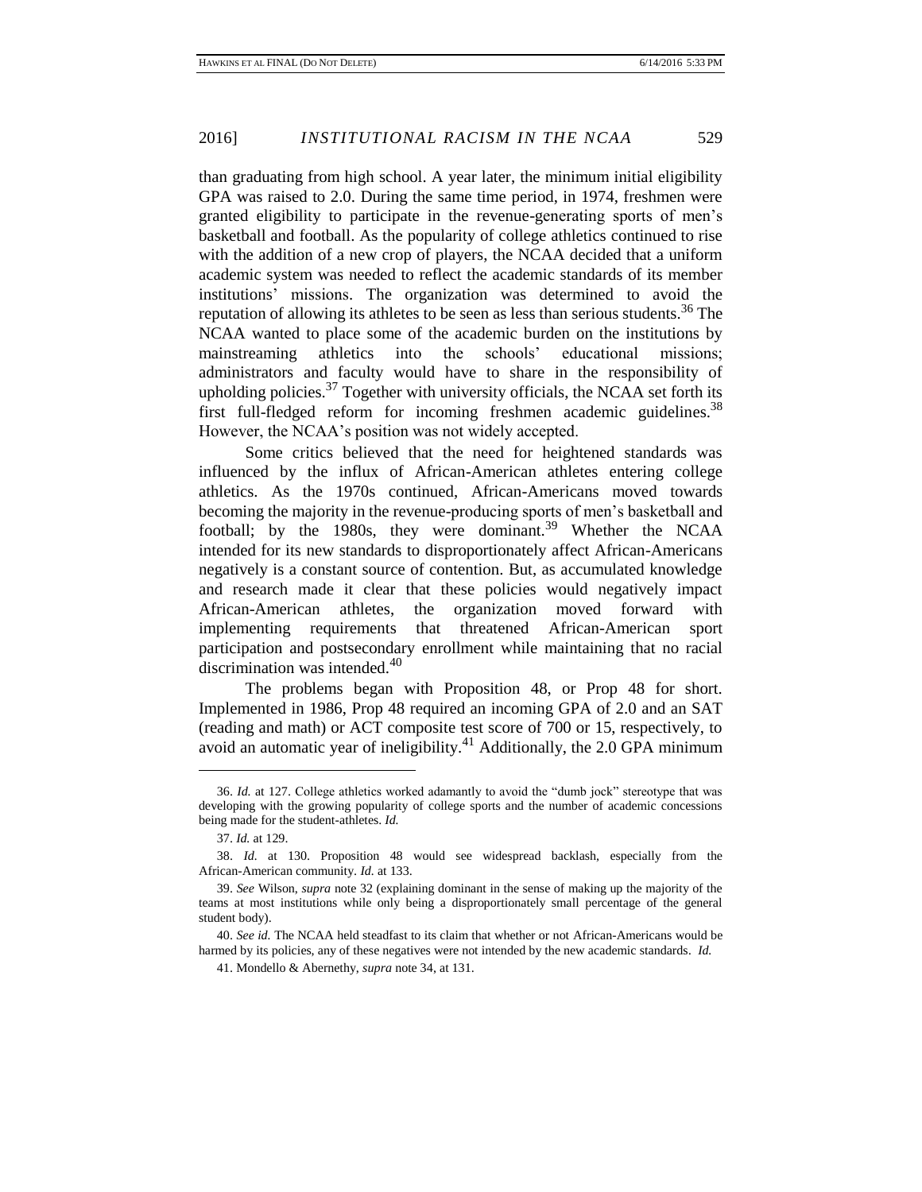than graduating from high school. A year later, the minimum initial eligibility GPA was raised to 2.0. During the same time period, in 1974, freshmen were granted eligibility to participate in the revenue-generating sports of men's basketball and football. As the popularity of college athletics continued to rise with the addition of a new crop of players, the NCAA decided that a uniform academic system was needed to reflect the academic standards of its member institutions' missions. The organization was determined to avoid the reputation of allowing its athletes to be seen as less than serious students.[36] The NCAA wanted to place some of the academic burden on the institutions by mainstreaming athletics into the schools' educational missions; administrators and faculty would have to share in the responsibility of upholding policies.[37] Together with university officials, the NCAA set forth its first full-fledged reform for incoming freshmen academic guidelines.[38] However, the NCAA's position was not widely accepted.

Some critics believed that the need for heightened standards was influenced by the influx of African-American athletes entering college athletics. As the 1970s continued, African-Americans moved towards becoming the majority in the revenue-producing sports of men's basketball and football; by the 1980s, they were dominant.[39] Whether the NCAA intended for its new standards to disproportionately affect African-Americans negatively is a constant source of contention. But, as accumulated knowledge and research made it clear that these policies would negatively impact African-American athletes, the organization moved forward with implementing requirements that threatened African-American sport participation and postsecondary enrollment while maintaining that no racial discrimination was intended.[40]

The problems began with Proposition 48, or Prop 48 for short. Implemented in 1986, Prop 48 required an incoming GPA of 2.0 and an SAT (reading and math) or ACT composite test score of 700 or 15, respectively, to avoid an automatic year of ineligibility.[41] Additionally, the 2.0 GPA minimum

---

36. *Id.* at 127. College athletics worked adamantly to avoid the "dumb jock" stereotype that was developing with the growing popularity of college sports and the number of academic concessions being made for the student-athletes. *Id.*

37. *Id.* at 129.

38. *Id.* at 130. Proposition 48 would see widespread backlash, especially from the African-American community. *Id.* at 133.

39. *See* Wilson, *supra* note 32 (explaining dominant in the sense of making up the majority of the teams at most institutions while only being a disproportionately small percentage of the general student body).

40. *See id.* The NCAA held steadfast to its claim that whether or not African-Americans would be harmed by its policies, any of these negatives were not intended by the new academic standards. *Id.*

41. Mondello & Abernethy, *supra* note 34, at 131.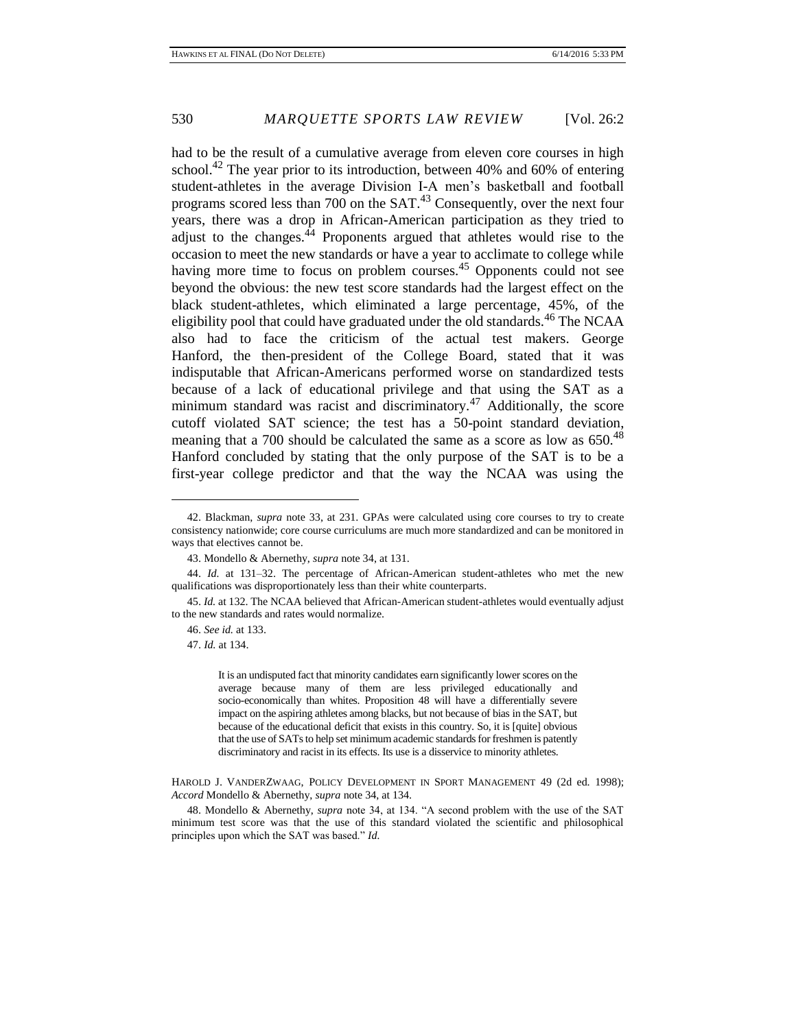had to be the result of a cumulative average from eleven core courses in high school.[42] The year prior to its introduction, between 40% and 60% of entering student-athletes in the average Division I-A men's basketball and football programs scored less than 700 on the SAT.[43] Consequently, over the next four years, there was a drop in African-American participation as they tried to adjust to the changes.[44] Proponents argued that athletes would rise to the occasion to meet the new standards or have a year to acclimate to college while having more time to focus on problem courses.[45] Opponents could not see beyond the obvious: the new test score standards had the largest effect on the black student-athletes, which eliminated a large percentage, 45%, of the eligibility pool that could have graduated under the old standards.[46] The NCAA also had to face the criticism of the actual test makers. George Hanford, the then-president of the College Board, stated that it was indisputable that African-Americans performed worse on standardized tests because of a lack of educational privilege and that using the SAT as a minimum standard was racist and discriminatory.[47] Additionally, the score cutoff violated SAT science; the test has a 50-point standard deviation, meaning that a 700 should be calculated the same as a score as low as 650.[48] Hanford concluded by stating that the only purpose of the SAT is to be a first-year college predictor and that the way the NCAA was using the

---

42. Blackman, *supra* note 33, at 231. GPAs were calculated using core courses to try to create consistency nationwide; core course curriculums are much more standardized and can be monitored in ways that electives cannot be.

43. Mondello & Abernethy, *supra* note 34, at 131.

44. *Id.* at 131–32. The percentage of African-American student-athletes who met the new qualifications was disproportionately less than their white counterparts.

45. *Id.* at 132. The NCAA believed that African-American student-athletes would eventually adjust to the new standards and rates would normalize.

46. *See id.* at 133.

47. *Id.* at 134.

> It is an undisputed fact that minority candidates earn significantly lower scores on the average because many of them are less privileged educationally and socio-economically than whites. Proposition 48 will have a differentially severe impact on the aspiring athletes among blacks, but not because of bias in the SAT, but because of the educational deficit that exists in this country. So, it is [quite] obvious that the use of SATs to help set minimum academic standards for freshmen is patently discriminatory and racist in its effects. Its use is a disservice to minority athletes.

HAROLD J. VANDERZWAAG, POLICY DEVELOPMENT IN SPORT MANAGEMENT 49 (2d ed. 1998); *Accord* Mondello & Abernethy, *supra* note 34, at 134.

48. Mondello & Abernethy, *supra* note 34, at 134. "A second problem with the use of the SAT minimum test score was that the use of this standard violated the scientific and philosophical principles upon which the SAT was based." *Id.*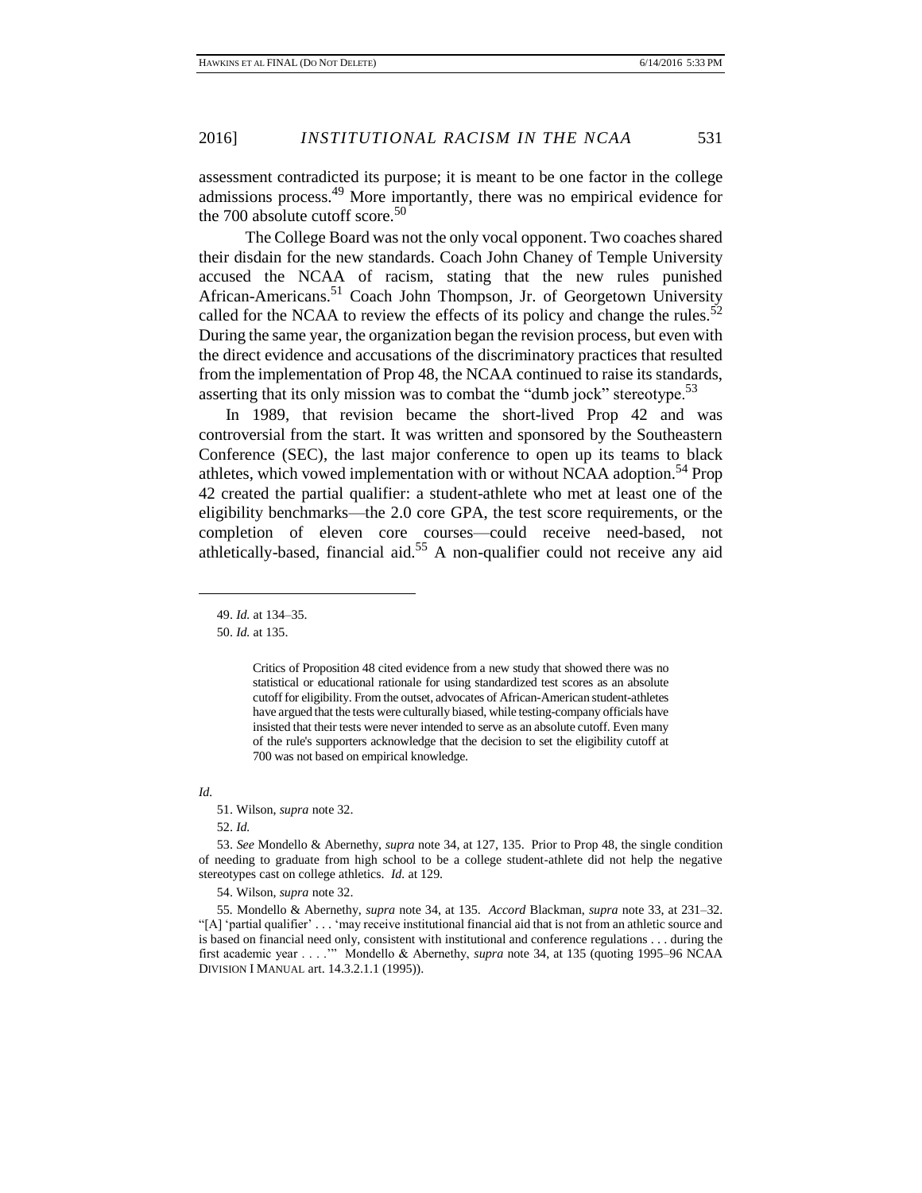assessment contradicted its purpose; it is meant to be one factor in the college admissions process.[49] More importantly, there was no empirical evidence for the 700 absolute cutoff score.[50]

The College Board was not the only vocal opponent. Two coaches shared their disdain for the new standards. Coach John Chaney of Temple University accused the NCAA of racism, stating that the new rules punished African-Americans.[51] Coach John Thompson, Jr. of Georgetown University called for the NCAA to review the effects of its policy and change the rules.[52] During the same year, the organization began the revision process, but even with the direct evidence and accusations of the discriminatory practices that resulted from the implementation of Prop 48, the NCAA continued to raise its standards, asserting that its only mission was to combat the "dumb jock" stereotype.[53]

In 1989, that revision became the short-lived Prop 42 and was controversial from the start. It was written and sponsored by the Southeastern Conference (SEC), the last major conference to open up its teams to black athletes, which vowed implementation with or without NCAA adoption.[54] Prop 42 created the partial qualifier: a student-athlete who met at least one of the eligibility benchmarks—the 2.0 core GPA, the test score requirements, or the completion of eleven core courses—could receive need-based, not athletically-based, financial aid.[55] A non-qualifier could not receive any aid

---

49. *Id.* at 134–35.

50. *Id.* at 135.

> Critics of Proposition 48 cited evidence from a new study that showed there was no statistical or educational rationale for using standardized test scores as an absolute cutoff for eligibility. From the outset, advocates of African-American student-athletes have argued that the tests were culturally biased, while testing-company officials have insisted that their tests were never intended to serve as an absolute cutoff. Even many of the rule's supporters acknowledge that the decision to set the eligibility cutoff at 700 was not based on empirical knowledge.

*Id.*

51. Wilson, *supra* note 32.

52. *Id.*

53. *See* Mondello & Abernethy, *supra* note 34, at 127, 135. Prior to Prop 48, the single condition of needing to graduate from high school to be a college student-athlete did not help the negative stereotypes cast on college athletics. *Id.* at 129.

54. Wilson, *supra* note 32.

55. Mondello & Abernethy, *supra* note 34, at 135. *Accord* Blackman, *supra* note 33, at 231–32. "[A] 'partial qualifier' . . . 'may receive institutional financial aid that is not from an athletic source and is based on financial need only, consistent with institutional and conference regulations . . . during the first academic year . . . .'" Mondello & Abernethy, *supra* note 34, at 135 (quoting 1995–96 NCAA DIVISION I MANUAL art. 14.3.2.1.1 (1995)).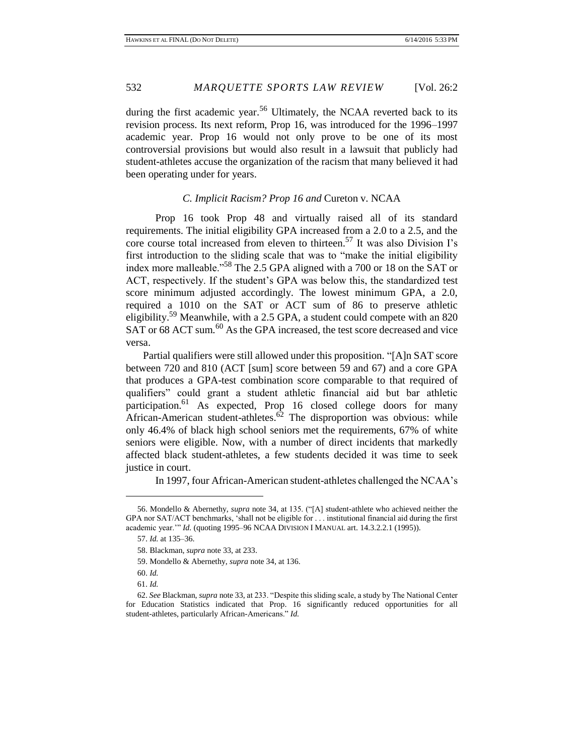during the first academic year.[56] Ultimately, the NCAA reverted back to its revision process. Its next reform, Prop 16, was introduced for the 1996–1997 academic year. Prop 16 would not only prove to be one of its most controversial provisions but would also result in a lawsuit that publicly had student-athletes accuse the organization of the racism that many believed it had been operating under for years.

### *C. Implicit Racism? Prop 16 and* Cureton v. NCAA

Prop 16 took Prop 48 and virtually raised all of its standard requirements. The initial eligibility GPA increased from a 2.0 to a 2.5, and the core course total increased from eleven to thirteen.[57] It was also Division I's first introduction to the sliding scale that was to "make the initial eligibility index more malleable."[58] The 2.5 GPA aligned with a 700 or 18 on the SAT or ACT, respectively. If the student's GPA was below this, the standardized test score minimum adjusted accordingly. The lowest minimum GPA, a 2.0, required a 1010 on the SAT or ACT sum of 86 to preserve athletic eligibility.[59] Meanwhile, with a 2.5 GPA, a student could compete with an 820 SAT or 68 ACT sum.[60] As the GPA increased, the test score decreased and vice versa.

Partial qualifiers were still allowed under this proposition. "[A]n SAT score between 720 and 810 (ACT [sum] score between 59 and 67) and a core GPA that produces a GPA-test combination score comparable to that required of qualifiers" could grant a student athletic financial aid but bar athletic participation.[61] As expected, Prop 16 closed college doors for many African-American student-athletes.[62] The disproportion was obvious: while only 46.4% of black high school seniors met the requirements, 67% of white seniors were eligible. Now, with a number of direct incidents that markedly affected black student-athletes, a few students decided it was time to seek justice in court.

In 1997, four African-American student-athletes challenged the NCAA's

---

56. Mondello & Abernethy, *supra* note 34, at 135. ("[A] student-athlete who achieved neither the GPA nor SAT/ACT benchmarks, 'shall not be eligible for . . . institutional financial aid during the first academic year.'" *Id.* (quoting 1995–96 NCAA DIVISION I MANUAL art. 14.3.2.2.1 (1995)).

57. *Id.* at 135–36.

58. Blackman, *supra* note 33, at 233.

59. Mondello & Abernethy, *supra* note 34, at 136.

60. *Id.*

61. *Id.*

62. *See* Blackman, *supra* note 33, at 233. "Despite this sliding scale, a study by The National Center for Education Statistics indicated that Prop. 16 significantly reduced opportunities for all student-athletes, particularly African-Americans." *Id.*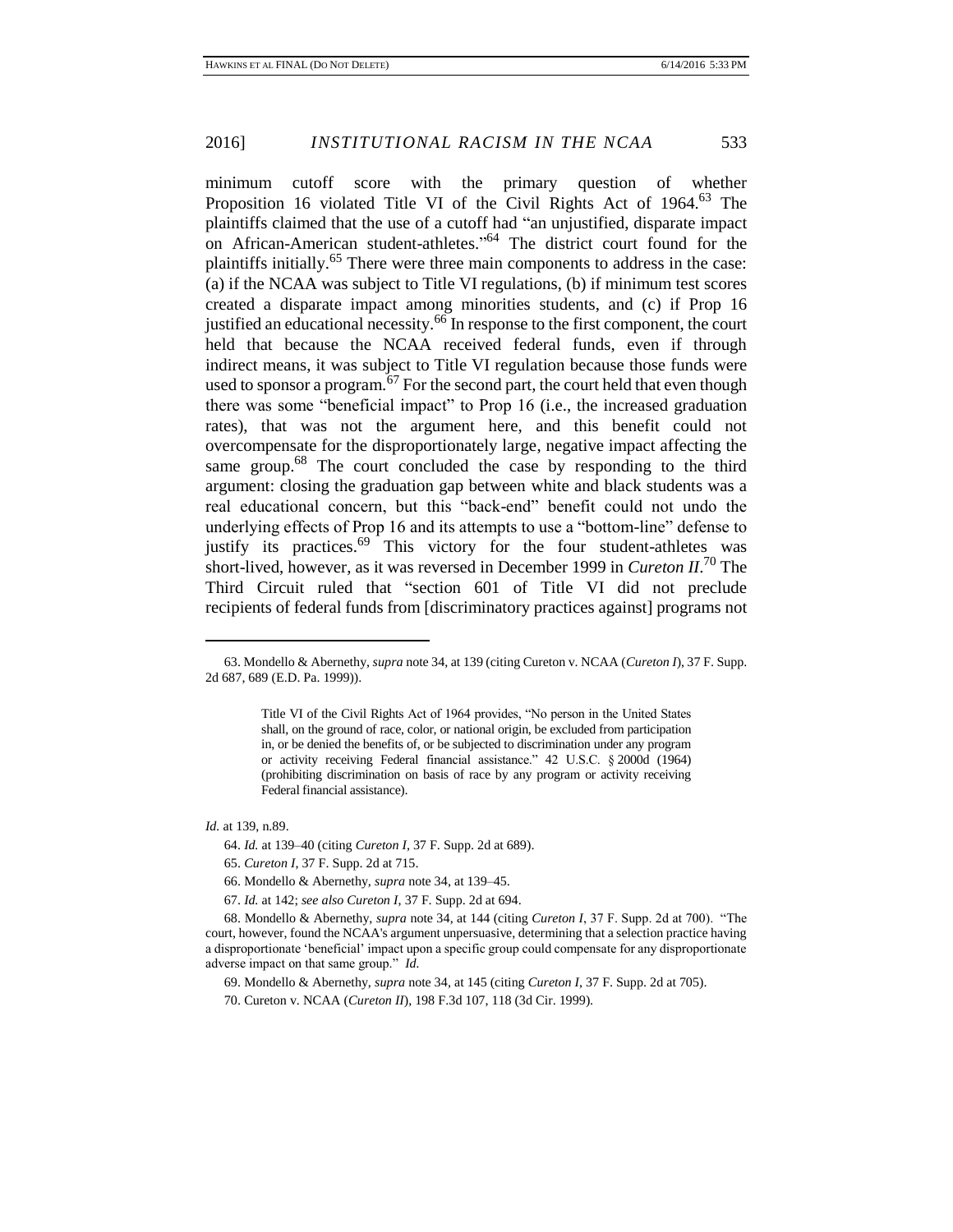minimum cutoff score with the primary question of whether Proposition 16 violated Title VI of the Civil Rights Act of 1964.[63] The plaintiffs claimed that the use of a cutoff had "an unjustified, disparate impact on African-American student-athletes."[64] The district court found for the plaintiffs initially.[65] There were three main components to address in the case: (a) if the NCAA was subject to Title VI regulations, (b) if minimum test scores created a disparate impact among minorities students, and (c) if Prop 16 justified an educational necessity.[66] In response to the first component, the court held that because the NCAA received federal funds, even if through indirect means, it was subject to Title VI regulation because those funds were used to sponsor a program.[67] For the second part, the court held that even though there was some "beneficial impact" to Prop 16 (i.e., the increased graduation rates), that was not the argument here, and this benefit could not overcompensate for the disproportionately large, negative impact affecting the same group.[68] The court concluded the case by responding to the third argument: closing the graduation gap between white and black students was a real educational concern, but this "back-end" benefit could not undo the underlying effects of Prop 16 and its attempts to use a "bottom-line" defense to justify its practices.[69] This victory for the four student-athletes was short-lived, however, as it was reversed in December 1999 in *Cureton II*.[70] The Third Circuit ruled that "section 601 of Title VI did not preclude recipients of federal funds from [discriminatory practices against] programs not

---

63. Mondello & Abernethy, *supra* note 34, at 139 (citing Cureton v. NCAA (*Cureton I*), 37 F. Supp. 2d 687, 689 (E.D. Pa. 1999)).

> Title VI of the Civil Rights Act of 1964 provides, "No person in the United States shall, on the ground of race, color, or national origin, be excluded from participation in, or be denied the benefits of, or be subjected to discrimination under any program or activity receiving Federal financial assistance." 42 U.S.C. § 2000d (1964) (prohibiting discrimination on basis of race by any program or activity receiving Federal financial assistance).

*Id.* at 139, n.89.

64. *Id.* at 139–40 (citing *Cureton I*, 37 F. Supp. 2d at 689).

65. *Cureton I*, 37 F. Supp. 2d at 715.

66. Mondello & Abernethy, *supra* note 34, at 139–45.

67. *Id.* at 142; *see also Cureton I*, 37 F. Supp. 2d at 694.

68. Mondello & Abernethy, *supra* note 34, at 144 (citing *Cureton I*, 37 F. Supp. 2d at 700). "The court, however, found the NCAA's argument unpersuasive, determining that a selection practice having a disproportionate 'beneficial' impact upon a specific group could compensate for any disproportionate adverse impact on that same group." *Id.*

69. Mondello & Abernethy, *supra* note 34, at 145 (citing *Cureton I*, 37 F. Supp. 2d at 705).

70. Cureton v. NCAA (*Cureton II*), 198 F.3d 107, 118 (3d Cir. 1999).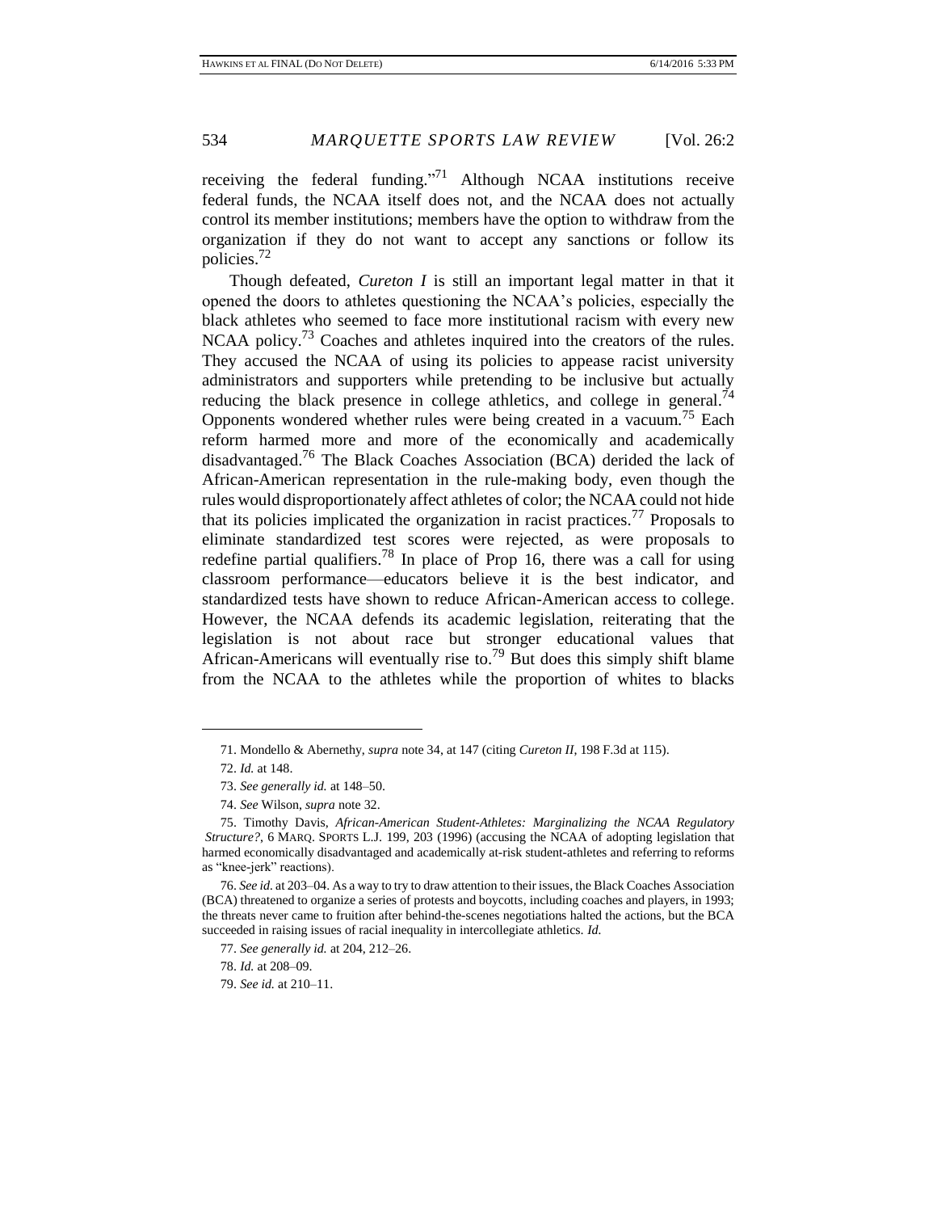receiving the federal funding."[71] Although NCAA institutions receive federal funds, the NCAA itself does not, and the NCAA does not actually control its member institutions; members have the option to withdraw from the organization if they do not want to accept any sanctions or follow its policies.[72]

Though defeated, *Cureton I* is still an important legal matter in that it opened the doors to athletes questioning the NCAA's policies, especially the black athletes who seemed to face more institutional racism with every new NCAA policy.[73] Coaches and athletes inquired into the creators of the rules. They accused the NCAA of using its policies to appease racist university administrators and supporters while pretending to be inclusive but actually reducing the black presence in college athletics, and college in general.[74] Opponents wondered whether rules were being created in a vacuum.[75] Each reform harmed more and more of the economically and academically disadvantaged.[76] The Black Coaches Association (BCA) derided the lack of African-American representation in the rule-making body, even though the rules would disproportionately affect athletes of color; the NCAA could not hide that its policies implicated the organization in racist practices.[77] Proposals to eliminate standardized test scores were rejected, as were proposals to redefine partial qualifiers.[78] In place of Prop 16, there was a call for using classroom performance—educators believe it is the best indicator, and standardized tests have shown to reduce African-American access to college. However, the NCAA defends its academic legislation, reiterating that the legislation is not about race but stronger educational values that African-Americans will eventually rise to.[79] But does this simply shift blame from the NCAA to the athletes while the proportion of whites to blacks

---

71. Mondello & Abernethy, *supra* note 34, at 147 (citing *Cureton II*, 198 F.3d at 115).

72. *Id.* at 148.

73. *See generally id.* at 148–50.

74. *See* Wilson, *supra* note 32.

75. Timothy Davis, *African-American Student-Athletes: Marginalizing the NCAA Regulatory Structure?*, 6 MARQ. SPORTS L.J. 199, 203 (1996) (accusing the NCAA of adopting legislation that harmed economically disadvantaged and academically at-risk student-athletes and referring to reforms as "knee-jerk" reactions).

76. *See id.* at 203–04. As a way to try to draw attention to their issues, the Black Coaches Association (BCA) threatened to organize a series of protests and boycotts, including coaches and players, in 1993; the threats never came to fruition after behind-the-scenes negotiations halted the actions, but the BCA succeeded in raising issues of racial inequality in intercollegiate athletics. *Id.*

77. *See generally id.* at 204, 212–26.

78. *Id.* at 208–09.

79. *See id.* at 210–11.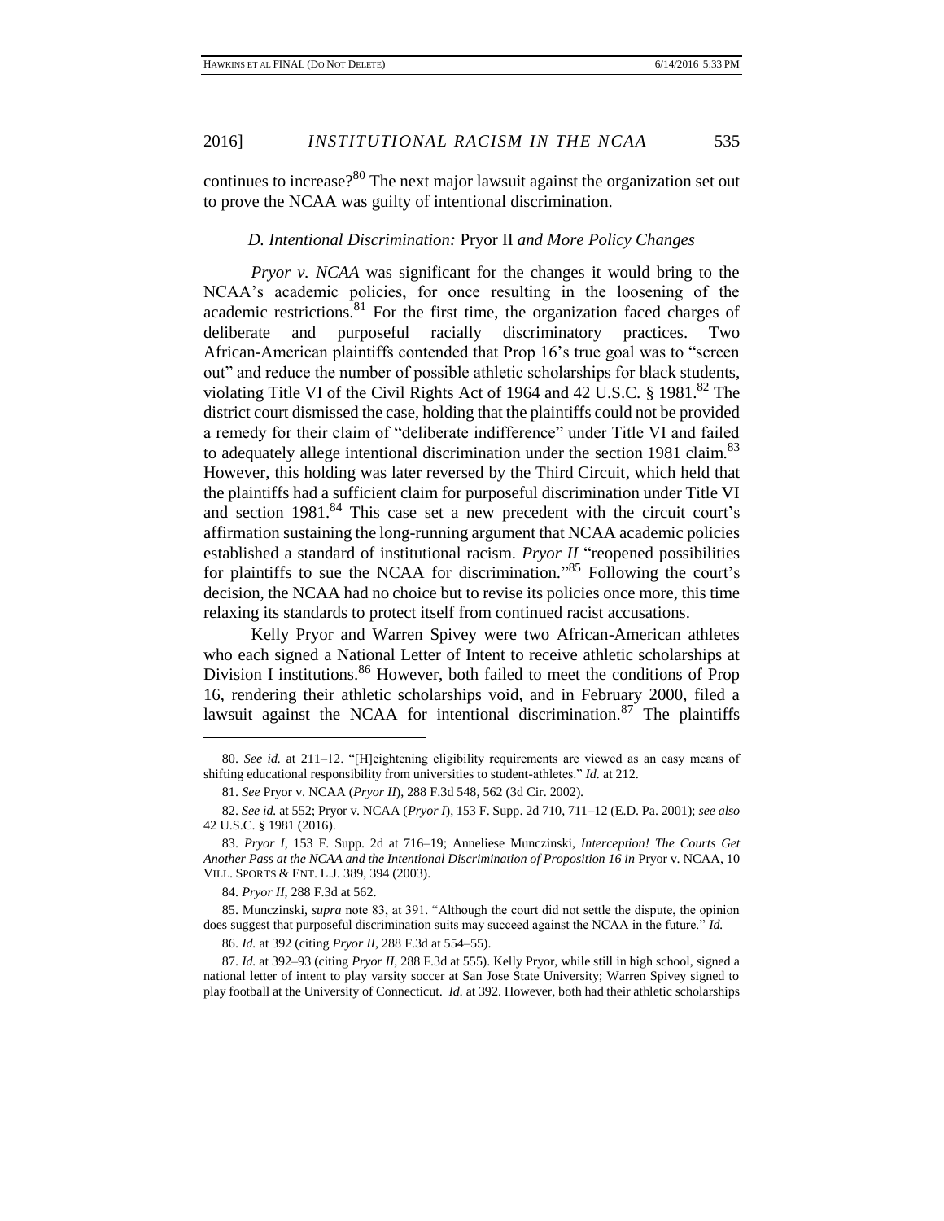continues to increase?[80] The next major lawsuit against the organization set out to prove the NCAA was guilty of intentional discrimination.

### *D. Intentional Discrimination:* Pryor II *and More Policy Changes*

*Pryor v. NCAA* was significant for the changes it would bring to the NCAA's academic policies, for once resulting in the loosening of the academic restrictions.[81] For the first time, the organization faced charges of deliberate and purposeful racially discriminatory practices. Two African-American plaintiffs contended that Prop 16's true goal was to "screen out" and reduce the number of possible athletic scholarships for black students, violating Title VI of the Civil Rights Act of 1964 and 42 U.S.C. § 1981.[82] The district court dismissed the case, holding that the plaintiffs could not be provided a remedy for their claim of "deliberate indifference" under Title VI and failed to adequately allege intentional discrimination under the section 1981 claim.[83] However, this holding was later reversed by the Third Circuit, which held that the plaintiffs had a sufficient claim for purposeful discrimination under Title VI and section 1981.[84] This case set a new precedent with the circuit court's affirmation sustaining the long-running argument that NCAA academic policies established a standard of institutional racism. *Pryor II* "reopened possibilities for plaintiffs to sue the NCAA for discrimination."[85] Following the court's decision, the NCAA had no choice but to revise its policies once more, this time relaxing its standards to protect itself from continued racist accusations.

Kelly Pryor and Warren Spivey were two African-American athletes who each signed a National Letter of Intent to receive athletic scholarships at Division I institutions.[86] However, both failed to meet the conditions of Prop 16, rendering their athletic scholarships void, and in February 2000, filed a lawsuit against the NCAA for intentional discrimination.[87] The plaintiffs

---

80. *See id.* at 211–12. "[H]eightening eligibility requirements are viewed as an easy means of shifting educational responsibility from universities to student-athletes." *Id.* at 212.

81. *See* Pryor v. NCAA (*Pryor II*), 288 F.3d 548, 562 (3d Cir. 2002).

82. *See id.* at 552; Pryor v. NCAA (*Pryor I*), 153 F. Supp. 2d 710, 711–12 (E.D. Pa. 2001); *see also* 42 U.S.C. § 1981 (2016).

83. *Pryor I*, 153 F. Supp. 2d at 716–19; Anneliese Munczinski, *Interception! The Courts Get Another Pass at the NCAA and the Intentional Discrimination of Proposition 16 in* Pryor v. NCAA, 10 VILL. SPORTS & ENT. L.J. 389, 394 (2003).

84. *Pryor II*, 288 F.3d at 562.

85. Munczinski, *supra* note 83, at 391. "Although the court did not settle the dispute, the opinion does suggest that purposeful discrimination suits may succeed against the NCAA in the future." *Id.*

86. *Id.* at 392 (citing *Pryor II*, 288 F.3d at 554–55).

87. *Id.* at 392–93 (citing *Pryor II*, 288 F.3d at 555). Kelly Pryor, while still in high school, signed a national letter of intent to play varsity soccer at San Jose State University; Warren Spivey signed to play football at the University of Connecticut. *Id.* at 392. However, both had their athletic scholarships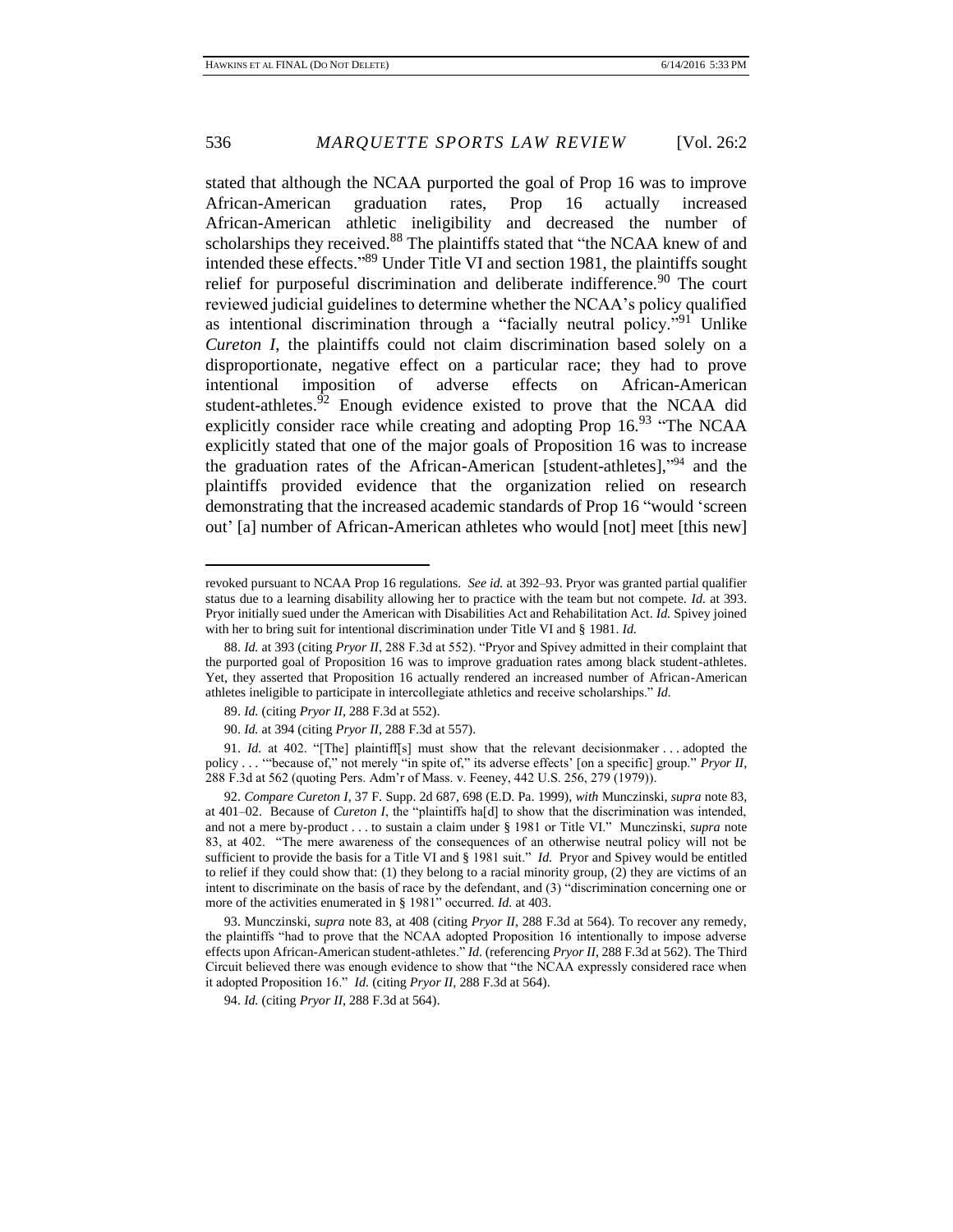stated that although the NCAA purported the goal of Prop 16 was to improve African-American graduation rates, Prop 16 actually increased African-American athletic ineligibility and decreased the number of scholarships they received.[88] The plaintiffs stated that "the NCAA knew of and intended these effects."[89] Under Title VI and section 1981, the plaintiffs sought relief for purposeful discrimination and deliberate indifference.[90] The court reviewed judicial guidelines to determine whether the NCAA's policy qualified as intentional discrimination through a "facially neutral policy."[91] Unlike *Cureton I*, the plaintiffs could not claim discrimination based solely on a disproportionate, negative effect on a particular race; they had to prove intentional imposition of adverse effects on African-American student-athletes.[92] Enough evidence existed to prove that the NCAA did explicitly consider race while creating and adopting Prop 16.[93] "The NCAA explicitly stated that one of the major goals of Proposition 16 was to increase the graduation rates of the African-American [student-athletes],"[94] and the plaintiffs provided evidence that the organization relied on research demonstrating that the increased academic standards of Prop 16 "would 'screen out' [a] number of African-American athletes who would [not] meet [this new]

---

revoked pursuant to NCAA Prop 16 regulations. *See id.* at 392–93. Pryor was granted partial qualifier status due to a learning disability allowing her to practice with the team but not compete. *Id.* at 393. Pryor initially sued under the American with Disabilities Act and Rehabilitation Act. *Id.* Spivey joined with her to bring suit for intentional discrimination under Title VI and § 1981. *Id.*

88. *Id.* at 393 (citing *Pryor II*, 288 F.3d at 552). "Pryor and Spivey admitted in their complaint that the purported goal of Proposition 16 was to improve graduation rates among black student-athletes. Yet, they asserted that Proposition 16 actually rendered an increased number of African-American athletes ineligible to participate in intercollegiate athletics and receive scholarships." *Id.*

89. *Id.* (citing *Pryor II*, 288 F.3d at 552).

90. *Id.* at 394 (citing *Pryor II*, 288 F.3d at 557).

91. *Id.* at 402. "[The] plaintiff[s] must show that the relevant decisionmaker . . . adopted the policy . . . '"because of," not merely "in spite of," its adverse effects' [on a specific] group." *Pryor II*, 288 F.3d at 562 (quoting Pers. Adm'r of Mass. v. Feeney, 442 U.S. 256, 279 (1979)).

92. *Compare Cureton I*, 37 F. Supp. 2d 687, 698 (E.D. Pa. 1999), *with* Munczinski, *supra* note 83, at 401–02. Because of *Cureton I*, the "plaintiffs ha[d] to show that the discrimination was intended, and not a mere by-product . . . to sustain a claim under § 1981 or Title VI." Munczinski, *supra* note 83, at 402. "The mere awareness of the consequences of an otherwise neutral policy will not be sufficient to provide the basis for a Title VI and § 1981 suit." *Id.* Pryor and Spivey would be entitled to relief if they could show that: (1) they belong to a racial minority group, (2) they are victims of an intent to discriminate on the basis of race by the defendant, and (3) "discrimination concerning one or more of the activities enumerated in § 1981" occurred. *Id.* at 403.

93. Munczinski, *supra* note 83, at 408 (citing *Pryor II*, 288 F.3d at 564). To recover any remedy, the plaintiffs "had to prove that the NCAA adopted Proposition 16 intentionally to impose adverse effects upon African-American student-athletes." *Id.* (referencing *Pryor II*, 288 F.3d at 562). The Third Circuit believed there was enough evidence to show that "the NCAA expressly considered race when it adopted Proposition 16." *Id.* (citing *Pryor II*, 288 F.3d at 564).

94. *Id.* (citing *Pryor II*, 288 F.3d at 564).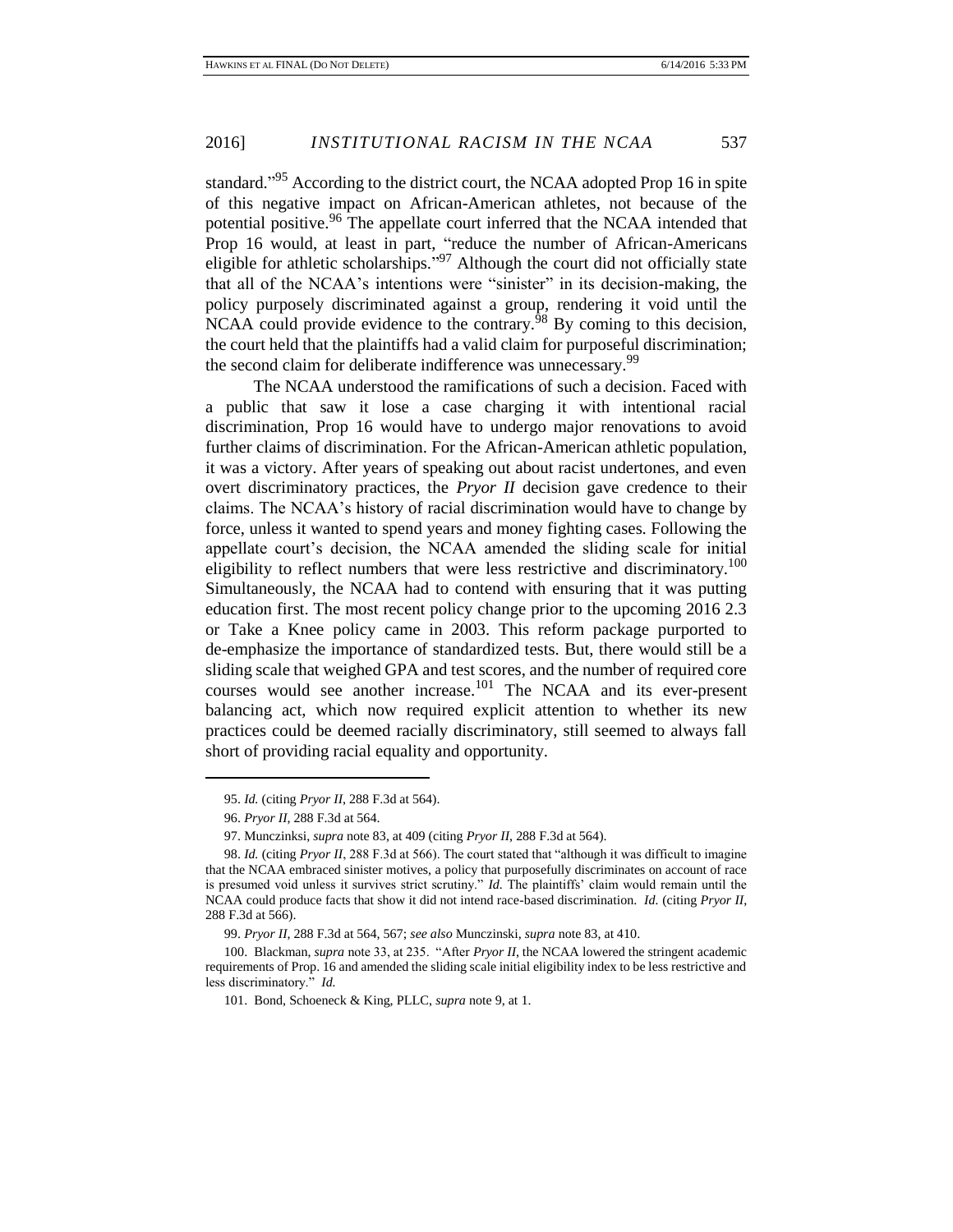standard."[95] According to the district court, the NCAA adopted Prop 16 in spite of this negative impact on African-American athletes, not because of the potential positive.[96] The appellate court inferred that the NCAA intended that Prop 16 would, at least in part, "reduce the number of African-Americans eligible for athletic scholarships."[97] Although the court did not officially state that all of the NCAA's intentions were "sinister" in its decision-making, the policy purposely discriminated against a group, rendering it void until the NCAA could provide evidence to the contrary.[98] By coming to this decision, the court held that the plaintiffs had a valid claim for purposeful discrimination; the second claim for deliberate indifference was unnecessary.[99]

The NCAA understood the ramifications of such a decision. Faced with a public that saw it lose a case charging it with intentional racial discrimination, Prop 16 would have to undergo major renovations to avoid further claims of discrimination. For the African-American athletic population, it was a victory. After years of speaking out about racist undertones, and even overt discriminatory practices, the *Pryor II* decision gave credence to their claims. The NCAA's history of racial discrimination would have to change by force, unless it wanted to spend years and money fighting cases. Following the appellate court's decision, the NCAA amended the sliding scale for initial eligibility to reflect numbers that were less restrictive and discriminatory.[100] Simultaneously, the NCAA had to contend with ensuring that it was putting education first. The most recent policy change prior to the upcoming 2016 2.3 or Take a Knee policy came in 2003. This reform package purported to de-emphasize the importance of standardized tests. But, there would still be a sliding scale that weighed GPA and test scores, and the number of required core courses would see another increase.[101] The NCAA and its ever-present balancing act, which now required explicit attention to whether its new practices could be deemed racially discriminatory, still seemed to always fall short of providing racial equality and opportunity.

---

95. *Id.* (citing *Pryor II*, 288 F.3d at 564).

96. *Pryor II*, 288 F.3d at 564.

97. Munczinksi, *supra* note 83, at 409 (citing *Pryor II*, 288 F.3d at 564).

98. *Id.* (citing *Pryor II*, 288 F.3d at 566). The court stated that "although it was difficult to imagine that the NCAA embraced sinister motives, a policy that purposefully discriminates on account of race is presumed void unless it survives strict scrutiny." *Id.* The plaintiffs' claim would remain until the NCAA could produce facts that show it did not intend race-based discrimination. *Id.* (citing *Pryor II*, 288 F.3d at 566).

99. *Pryor II*, 288 F.3d at 564, 567; *see also* Munczinski, *supra* note 83, at 410.

100. Blackman, *supra* note 33, at 235. "After *Pryor II*, the NCAA lowered the stringent academic requirements of Prop. 16 and amended the sliding scale initial eligibility index to be less restrictive and less discriminatory." *Id.*

101. Bond, Schoeneck & King, PLLC, *supra* note 9, at 1.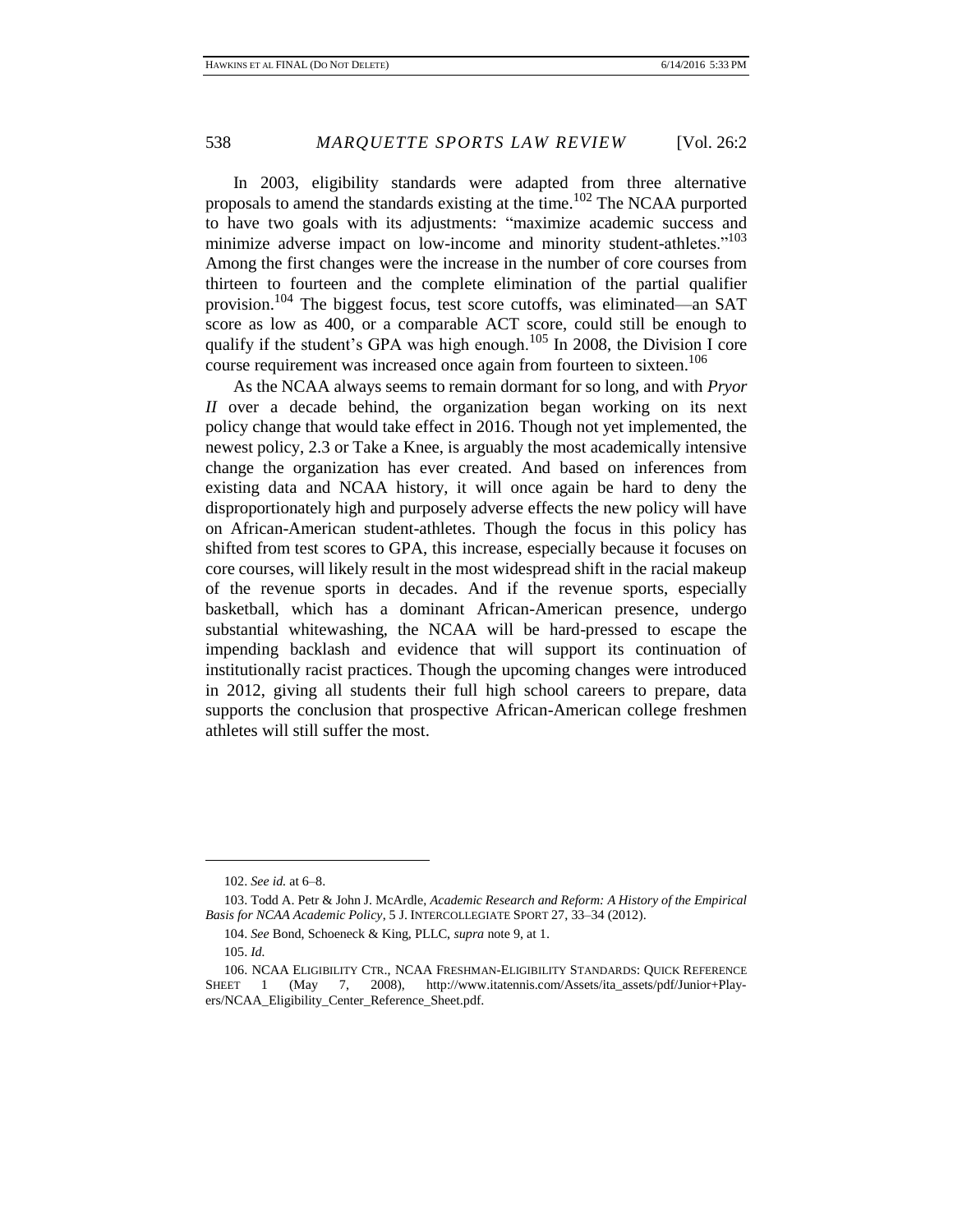In 2003, eligibility standards were adapted from three alternative proposals to amend the standards existing at the time.[102] The NCAA purported to have two goals with its adjustments: "maximize academic success and minimize adverse impact on low-income and minority student-athletes."[103] Among the first changes were the increase in the number of core courses from thirteen to fourteen and the complete elimination of the partial qualifier provision.[104] The biggest focus, test score cutoffs, was eliminated—an SAT score as low as 400, or a comparable ACT score, could still be enough to qualify if the student's GPA was high enough.[105] In 2008, the Division I core course requirement was increased once again from fourteen to sixteen.[106]

As the NCAA always seems to remain dormant for so long, and with *Pryor II* over a decade behind, the organization began working on its next policy change that would take effect in 2016. Though not yet implemented, the newest policy, 2.3 or Take a Knee, is arguably the most academically intensive change the organization has ever created. And based on inferences from existing data and NCAA history, it will once again be hard to deny the disproportionately high and purposely adverse effects the new policy will have on African-American student-athletes. Though the focus in this policy has shifted from test scores to GPA, this increase, especially because it focuses on core courses, will likely result in the most widespread shift in the racial makeup of the revenue sports in decades. And if the revenue sports, especially basketball, which has a dominant African-American presence, undergo substantial whitewashing, the NCAA will be hard-pressed to escape the impending backlash and evidence that will support its continuation of institutionally racist practices. Though the upcoming changes were introduced in 2012, giving all students their full high school careers to prepare, data supports the conclusion that prospective African-American college freshmen athletes will still suffer the most.

---

102. *See id.* at 6–8.

103. Todd A. Petr & John J. McArdle, *Academic Research and Reform: A History of the Empirical Basis for NCAA Academic Policy*, 5 J. INTERCOLLEGIATE SPORT 27, 33–34 (2012).

104. *See* Bond, Schoeneck & King, PLLC, *supra* note 9, at 1.

105. *Id.*

106. NCAA ELIGIBILITY CTR., NCAA FRESHMAN-ELIGIBILITY STANDARDS: QUICK REFERENCE SHEET 1 (May 7, 2008), http://www.itatennis.com/Assets/ita_assets/pdf/Junior+Players/NCAA_Eligibility_Center_Reference_Sheet.pdf.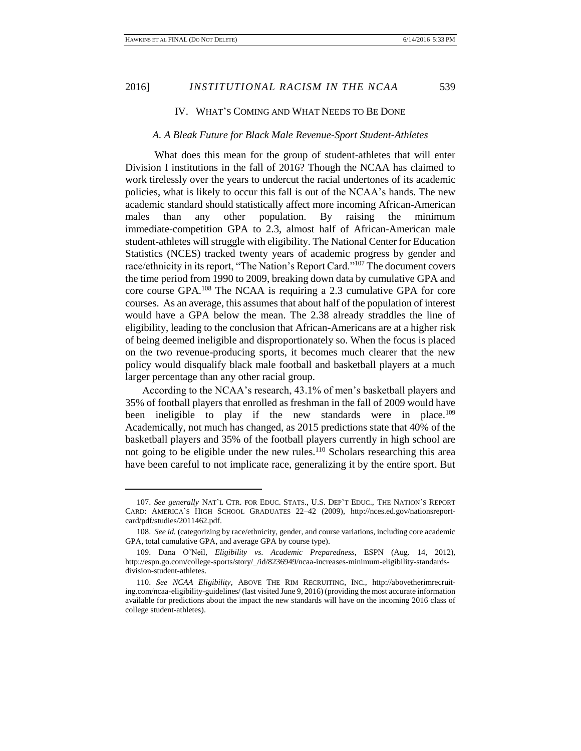## IV. What's Coming and What Needs to Be Done

### *A. A Bleak Future for Black Male Revenue-Sport Student-Athletes*

What does this mean for the group of student-athletes that will enter Division I institutions in the fall of 2016? Though the NCAA has claimed to work tirelessly over the years to undercut the racial undertones of its academic policies, what is likely to occur this fall is out of the NCAA's hands. The new academic standard should statistically affect more incoming African-American males than any other population. By raising the minimum immediate-competition GPA to 2.3, almost half of African-American male student-athletes will struggle with eligibility. The National Center for Education Statistics (NCES) tracked twenty years of academic progress by gender and race/ethnicity in its report, "The Nation's Report Card."[107] The document covers the time period from 1990 to 2009, breaking down data by cumulative GPA and core course GPA.[108] The NCAA is requiring a 2.3 cumulative GPA for core courses. As an average, this assumes that about half of the population of interest would have a GPA below the mean. The 2.38 already straddles the line of eligibility, leading to the conclusion that African-Americans are at a higher risk of being deemed ineligible and disproportionately so. When the focus is placed on the two revenue-producing sports, it becomes much clearer that the new policy would disqualify black male football and basketball players at a much larger percentage than any other racial group.

According to the NCAA's research, 43.1% of men's basketball players and 35% of football players that enrolled as freshman in the fall of 2009 would have been ineligible to play if the new standards were in place.[109] Academically, not much has changed, as 2015 predictions state that 40% of the basketball players and 35% of the football players currently in high school are not going to be eligible under the new rules.[110] Scholars researching this area have been careful to not implicate race, generalizing it by the entire sport. But

---

107. *See generally* NAT'L CTR. FOR EDUC. STATS., U.S. DEP'T EDUC., THE NATION'S REPORT CARD: AMERICA'S HIGH SCHOOL GRADUATES 22–42 (2009), http://nces.ed.gov/nationsreportcard/pdf/studies/2011462.pdf.

108. *See id.* (categorizing by race/ethnicity, gender, and course variations, including core academic GPA, total cumulative GPA, and average GPA by course type).

109. Dana O'Neil, *Eligibility vs. Academic Preparedness*, ESPN (Aug. 14, 2012), http://espn.go.com/college-sports/story/_/id/8236949/ncaa-increases-minimum-eligibility-standards-division-student-athletes.

110. *See NCAA Eligibility*, ABOVE THE RIM RECRUITING, INC., http://abovetherimrecruiting.com/ncaa-eligibility-guidelines/ (last visited June 9, 2016) (providing the most accurate information available for predictions about the impact the new standards will have on the incoming 2016 class of college student-athletes).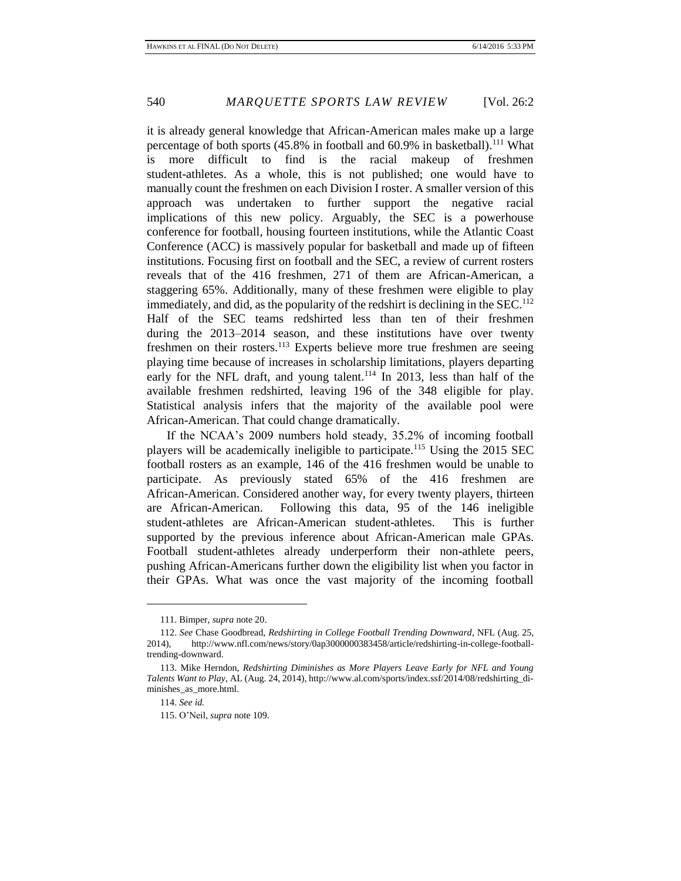it is already general knowledge that African-American males make up a large percentage of both sports (45.8% in football and 60.9% in basketball).[111] What is more difficult to find is the racial makeup of freshmen student-athletes. As a whole, this is not published; one would have to manually count the freshmen on each Division I roster. A smaller version of this approach was undertaken to further support the negative racial implications of this new policy. Arguably, the SEC is a powerhouse conference for football, housing fourteen institutions, while the Atlantic Coast Conference (ACC) is massively popular for basketball and made up of fifteen institutions. Focusing first on football and the SEC, a review of current rosters reveals that of the 416 freshmen, 271 of them are African-American, a staggering 65%. Additionally, many of these freshmen were eligible to play immediately, and did, as the popularity of the redshirt is declining in the SEC.[112] Half of the SEC teams redshirted less than ten of their freshmen during the 2013–2014 season, and these institutions have over twenty freshmen on their rosters.[113] Experts believe more true freshmen are seeing playing time because of increases in scholarship limitations, players departing early for the NFL draft, and young talent.[114] In 2013, less than half of the available freshmen redshirted, leaving 196 of the 348 eligible for play. Statistical analysis infers that the majority of the available pool were African-American. That could change dramatically.

If the NCAA's 2009 numbers hold steady, 35.2% of incoming football players will be academically ineligible to participate.[115] Using the 2015 SEC football rosters as an example, 146 of the 416 freshmen would be unable to participate. As previously stated 65% of the 416 freshmen are African-American. Considered another way, for every twenty players, thirteen are African-American. Following this data, 95 of the 146 ineligible student-athletes are African-American student-athletes. This is further supported by the previous inference about African-American male GPAs. Football student-athletes already underperform their non-athlete peers, pushing African-Americans further down the eligibility list when you factor in their GPAs. What was once the vast majority of the incoming football

---

111. Bimper, *supra* note 20.

112. *See* Chase Goodbread, *Redshirting in College Football Trending Downward*, NFL (Aug. 25, 2014), http://www.nfl.com/news/story/0ap3000000383458/article/redshirting-in-college-football-trending-downward.

113. Mike Herndon, *Redshirting Diminishes as More Players Leave Early for NFL and Young Talents Want to Play*, AL (Aug. 24, 2014), http://www.al.com/sports/index.ssf/2014/08/redshirting_diminishes_as_more.html.

114. *See id.*

115. O'Neil, *supra* note 109.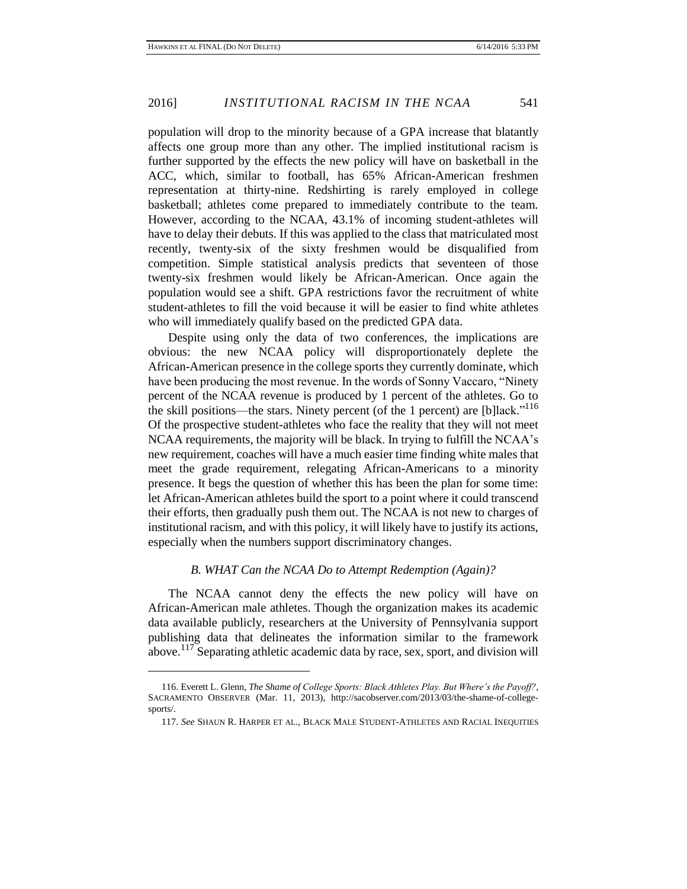population will drop to the minority because of a GPA increase that blatantly affects one group more than any other. The implied institutional racism is further supported by the effects the new policy will have on basketball in the ACC, which, similar to football, has 65% African-American freshmen representation at thirty-nine. Redshirting is rarely employed in college basketball; athletes come prepared to immediately contribute to the team. However, according to the NCAA, 43.1% of incoming student-athletes will have to delay their debuts. If this was applied to the class that matriculated most recently, twenty-six of the sixty freshmen would be disqualified from competition. Simple statistical analysis predicts that seventeen of those twenty-six freshmen would likely be African-American. Once again the population would see a shift. GPA restrictions favor the recruitment of white student-athletes to fill the void because it will be easier to find white athletes who will immediately qualify based on the predicted GPA data.

Despite using only the data of two conferences, the implications are obvious: the new NCAA policy will disproportionately deplete the African-American presence in the college sports they currently dominate, which have been producing the most revenue. In the words of Sonny Vaccaro, "Ninety percent of the NCAA revenue is produced by 1 percent of the athletes. Go to the skill positions—the stars. Ninety percent (of the 1 percent) are [b]lack."[116] Of the prospective student-athletes who face the reality that they will not meet NCAA requirements, the majority will be black. In trying to fulfill the NCAA's new requirement, coaches will have a much easier time finding white males that meet the grade requirement, relegating African-Americans to a minority presence. It begs the question of whether this has been the plan for some time: let African-American athletes build the sport to a point where it could transcend their efforts, then gradually push them out. The NCAA is not new to charges of institutional racism, and with this policy, it will likely have to justify its actions, especially when the numbers support discriminatory changes.

### *B. WHAT Can the NCAA Do to Attempt Redemption (Again)?*

The NCAA cannot deny the effects the new policy will have on African-American male athletes. Though the organization makes its academic data available publicly, researchers at the University of Pennsylvania support publishing data that delineates the information similar to the framework above.[117] Separating athletic academic data by race, sex, sport, and division will

---

116. Everett L. Glenn, *The Shame of College Sports: Black Athletes Play. But Where's the Payoff?*, SACRAMENTO OBSERVER (Mar. 11, 2013), http://sacobserver.com/2013/03/the-shame-of-college-sports/.

117. *See* SHAUN R. HARPER ET AL., BLACK MALE STUDENT-ATHLETES AND RACIAL INEQUITIES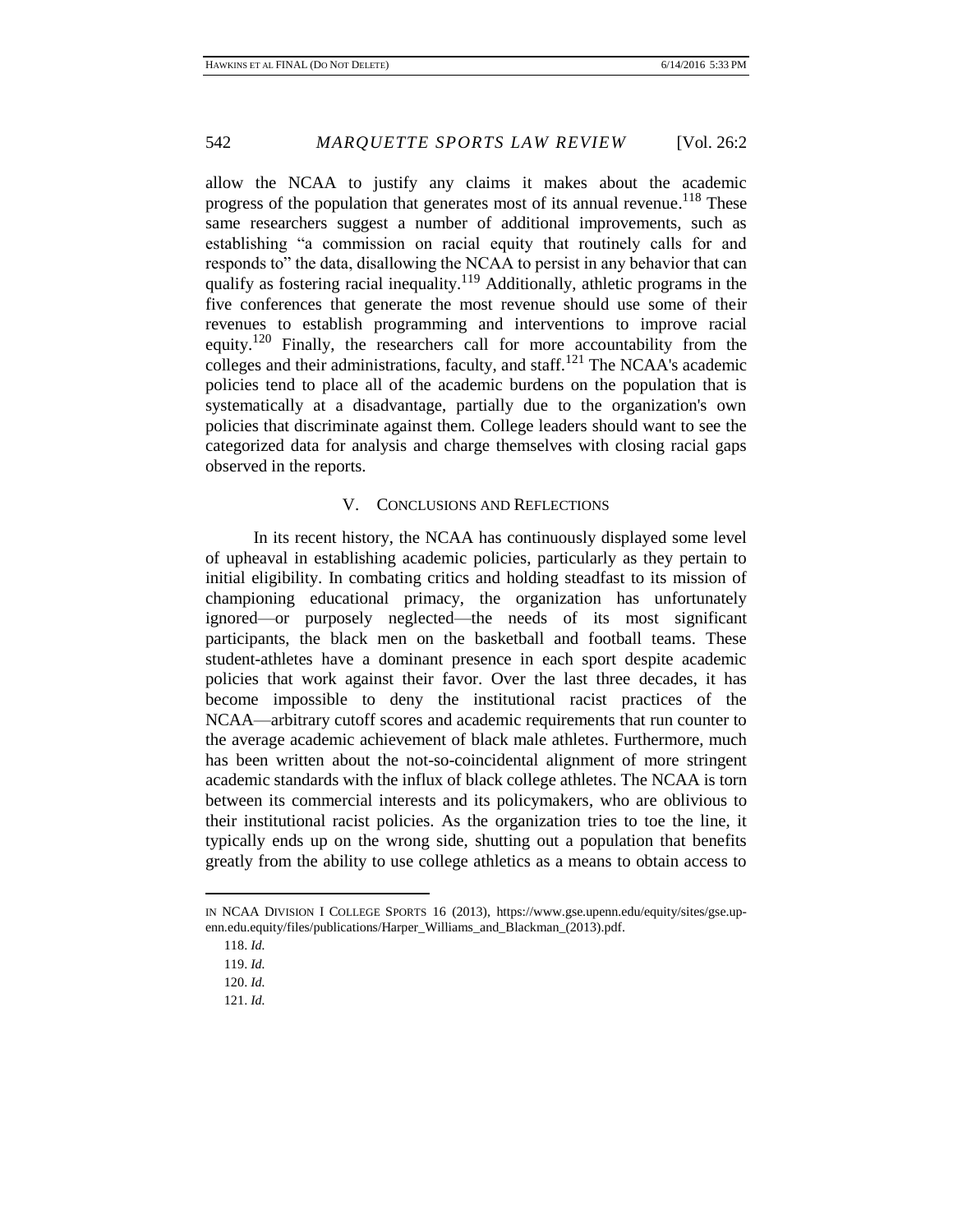allow the NCAA to justify any claims it makes about the academic progress of the population that generates most of its annual revenue.[118] These same researchers suggest a number of additional improvements, such as establishing "a commission on racial equity that routinely calls for and responds to" the data, disallowing the NCAA to persist in any behavior that can qualify as fostering racial inequality.[119] Additionally, athletic programs in the five conferences that generate the most revenue should use some of their revenues to establish programming and interventions to improve racial equity.[120] Finally, the researchers call for more accountability from the colleges and their administrations, faculty, and staff.[121] The NCAA's academic policies tend to place all of the academic burdens on the population that is systematically at a disadvantage, partially due to the organization's own policies that discriminate against them. College leaders should want to see the categorized data for analysis and charge themselves with closing racial gaps observed in the reports.

## V. CONCLUSIONS AND REFLECTIONS

In its recent history, the NCAA has continuously displayed some level of upheaval in establishing academic policies, particularly as they pertain to initial eligibility. In combating critics and holding steadfast to its mission of championing educational primacy, the organization has unfortunately ignored—or purposely neglected—the needs of its most significant participants, the black men on the basketball and football teams. These student-athletes have a dominant presence in each sport despite academic policies that work against their favor. Over the last three decades, it has become impossible to deny the institutional racist practices of the NCAA—arbitrary cutoff scores and academic requirements that run counter to the average academic achievement of black male athletes. Furthermore, much has been written about the not-so-coincidental alignment of more stringent academic standards with the influx of black college athletes. The NCAA is torn between its commercial interests and its policymakers, who are oblivious to their institutional racist policies. As the organization tries to toe the line, it typically ends up on the wrong side, shutting out a population that benefits greatly from the ability to use college athletics as a means to obtain access to

---

IN NCAA DIVISION I COLLEGE SPORTS 16 (2013), https://www.gse.upenn.edu/equity/sites/gse.upenn.edu.equity/files/publications/Harper_Williams_and_Blackman_(2013).pdf.

118. *Id.*

119. *Id.*

120. *Id.*

121. *Id.*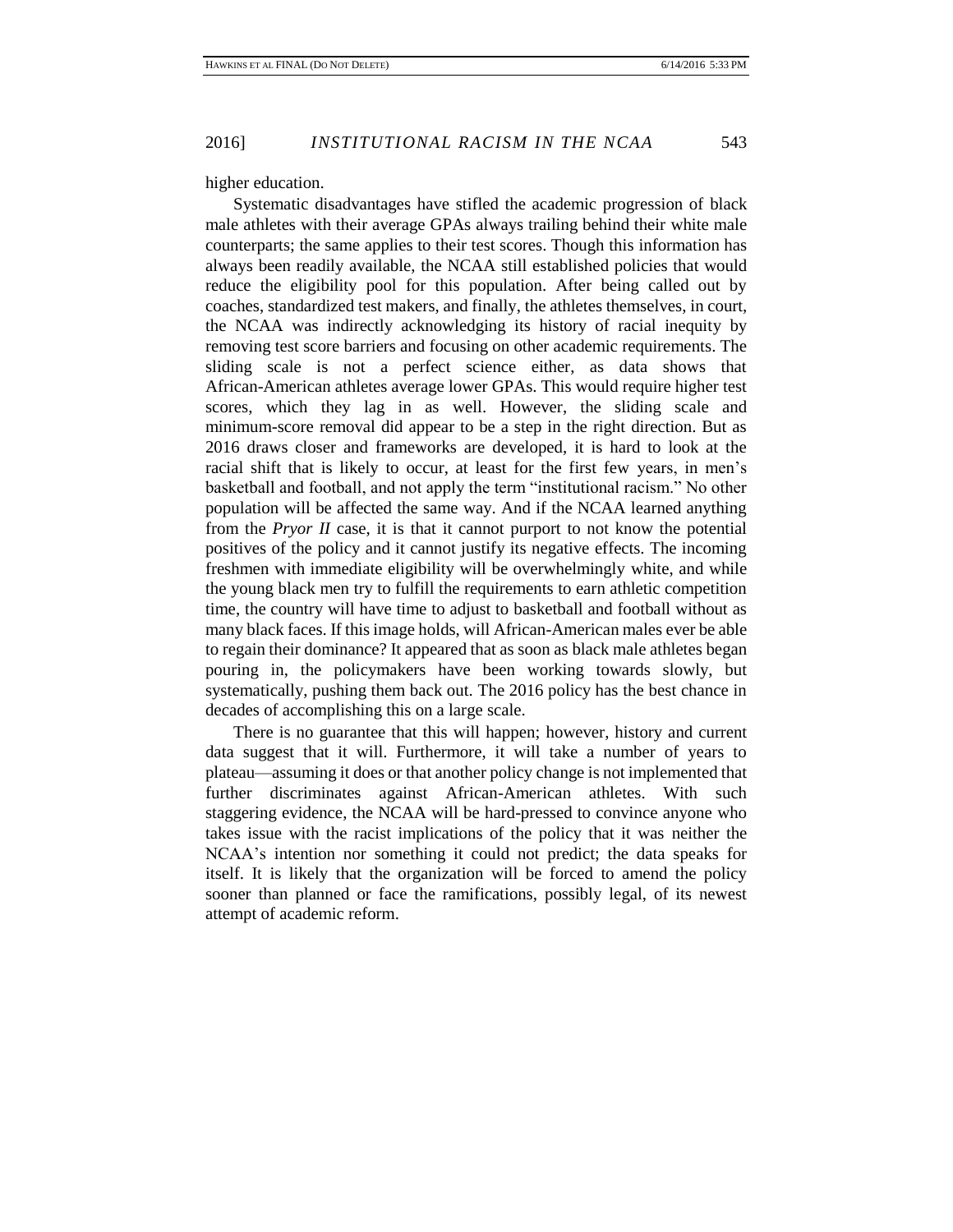higher education.

Systematic disadvantages have stifled the academic progression of black male athletes with their average GPAs always trailing behind their white male counterparts; the same applies to their test scores. Though this information has always been readily available, the NCAA still established policies that would reduce the eligibility pool for this population. After being called out by coaches, standardized test makers, and finally, the athletes themselves, in court, the NCAA was indirectly acknowledging its history of racial inequity by removing test score barriers and focusing on other academic requirements. The sliding scale is not a perfect science either, as data shows that African-American athletes average lower GPAs. This would require higher test scores, which they lag in as well. However, the sliding scale and minimum-score removal did appear to be a step in the right direction. But as 2016 draws closer and frameworks are developed, it is hard to look at the racial shift that is likely to occur, at least for the first few years, in men's basketball and football, and not apply the term "institutional racism." No other population will be affected the same way. And if the NCAA learned anything from the *Pryor II* case, it is that it cannot purport to not know the potential positives of the policy and it cannot justify its negative effects. The incoming freshmen with immediate eligibility will be overwhelmingly white, and while the young black men try to fulfill the requirements to earn athletic competition time, the country will have time to adjust to basketball and football without as many black faces. If this image holds, will African-American males ever be able to regain their dominance? It appeared that as soon as black male athletes began pouring in, the policymakers have been working towards slowly, but systematically, pushing them back out. The 2016 policy has the best chance in decades of accomplishing this on a large scale.

There is no guarantee that this will happen; however, history and current data suggest that it will. Furthermore, it will take a number of years to plateau—assuming it does or that another policy change is not implemented that further discriminates against African-American athletes. With such staggering evidence, the NCAA will be hard-pressed to convince anyone who takes issue with the racist implications of the policy that it was neither the NCAA's intention nor something it could not predict; the data speaks for itself. It is likely that the organization will be forced to amend the policy sooner than planned or face the ramifications, possibly legal, of its newest attempt of academic reform.